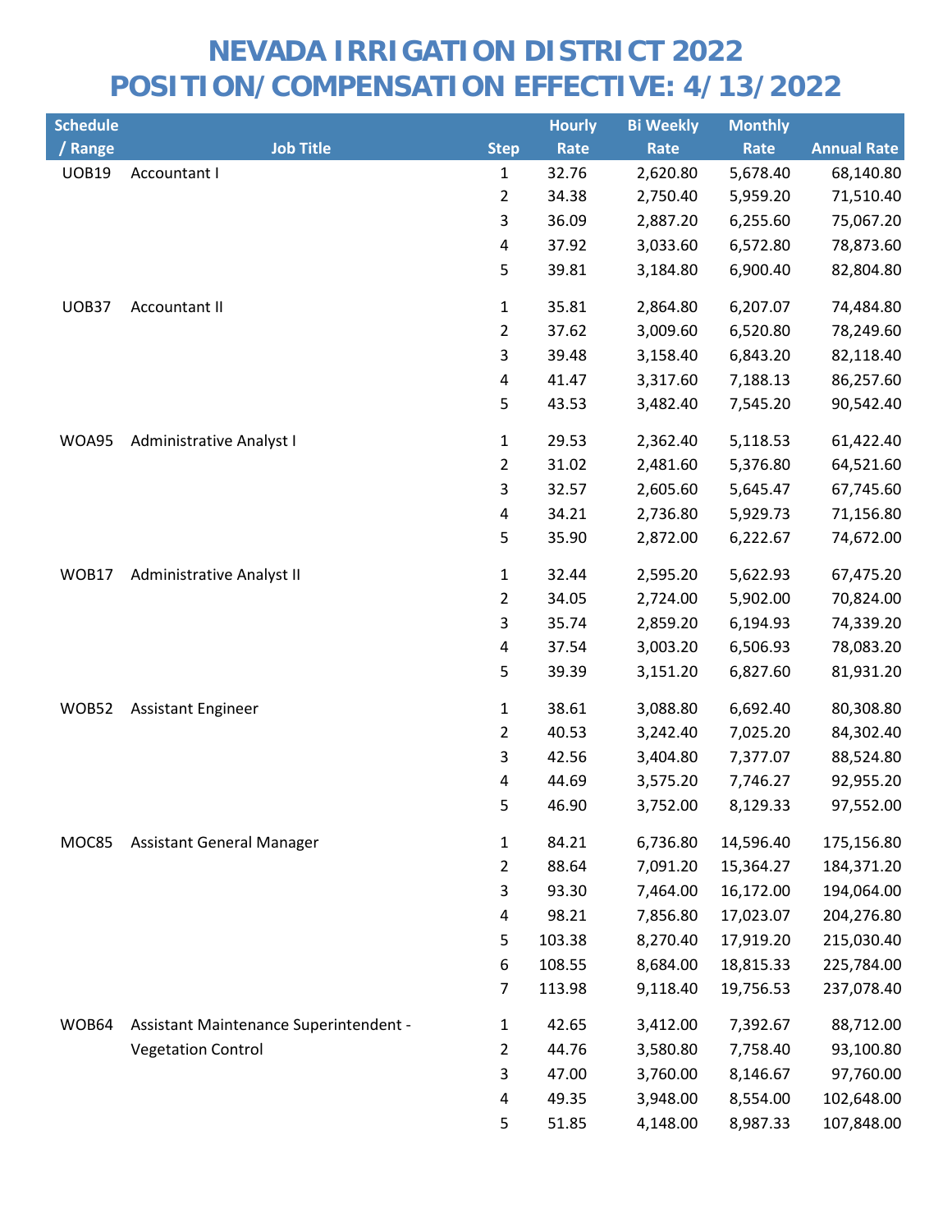# NEVADA IRRIGATION DISTRICT 2022
# POSITION/COMPENSATION EFFECTIVE: 4/13/2022

| Schedule / Range | Job Title | Step | Hourly Rate | Bi Weekly Rate | Monthly Rate | Annual Rate |
|---|---|---|---|---|---|---|
| UOB19 | Accountant I | 1 | 32.76 | 2,620.80 | 5,678.40 | 68,140.80 |
| | | 2 | 34.38 | 2,750.40 | 5,959.20 | 71,510.40 |
| | | 3 | 36.09 | 2,887.20 | 6,255.60 | 75,067.20 |
| | | 4 | 37.92 | 3,033.60 | 6,572.80 | 78,873.60 |
| | | 5 | 39.81 | 3,184.80 | 6,900.40 | 82,804.80 |
| UOB37 | Accountant II | 1 | 35.81 | 2,864.80 | 6,207.07 | 74,484.80 |
| | | 2 | 37.62 | 3,009.60 | 6,520.80 | 78,249.60 |
| | | 3 | 39.48 | 3,158.40 | 6,843.20 | 82,118.40 |
| | | 4 | 41.47 | 3,317.60 | 7,188.13 | 86,257.60 |
| | | 5 | 43.53 | 3,482.40 | 7,545.20 | 90,542.40 |
| WOA95 | Administrative Analyst I | 1 | 29.53 | 2,362.40 | 5,118.53 | 61,422.40 |
| | | 2 | 31.02 | 2,481.60 | 5,376.80 | 64,521.60 |
| | | 3 | 32.57 | 2,605.60 | 5,645.47 | 67,745.60 |
| | | 4 | 34.21 | 2,736.80 | 5,929.73 | 71,156.80 |
| | | 5 | 35.90 | 2,872.00 | 6,222.67 | 74,672.00 |
| WOB17 | Administrative Analyst II | 1 | 32.44 | 2,595.20 | 5,622.93 | 67,475.20 |
| | | 2 | 34.05 | 2,724.00 | 5,902.00 | 70,824.00 |
| | | 3 | 35.74 | 2,859.20 | 6,194.93 | 74,339.20 |
| | | 4 | 37.54 | 3,003.20 | 6,506.93 | 78,083.20 |
| | | 5 | 39.39 | 3,151.20 | 6,827.60 | 81,931.20 |
| WOB52 | Assistant Engineer | 1 | 38.61 | 3,088.80 | 6,692.40 | 80,308.80 |
| | | 2 | 40.53 | 3,242.40 | 7,025.20 | 84,302.40 |
| | | 3 | 42.56 | 3,404.80 | 7,377.07 | 88,524.80 |
| | | 4 | 44.69 | 3,575.20 | 7,746.27 | 92,955.20 |
| | | 5 | 46.90 | 3,752.00 | 8,129.33 | 97,552.00 |
| MOC85 | Assistant General Manager | 1 | 84.21 | 6,736.80 | 14,596.40 | 175,156.80 |
| | | 2 | 88.64 | 7,091.20 | 15,364.27 | 184,371.20 |
| | | 3 | 93.30 | 7,464.00 | 16,172.00 | 194,064.00 |
| | | 4 | 98.21 | 7,856.80 | 17,023.07 | 204,276.80 |
| | | 5 | 103.38 | 8,270.40 | 17,919.20 | 215,030.40 |
| | | 6 | 108.55 | 8,684.00 | 18,815.33 | 225,784.00 |
| | | 7 | 113.98 | 9,118.40 | 19,756.53 | 237,078.40 |
| WOB64 | Assistant Maintenance Superintendent - Vegetation Control | 1 | 42.65 | 3,412.00 | 7,392.67 | 88,712.00 |
| | | 2 | 44.76 | 3,580.80 | 7,758.40 | 93,100.80 |
| | | 3 | 47.00 | 3,760.00 | 8,146.67 | 97,760.00 |
| | | 4 | 49.35 | 3,948.00 | 8,554.00 | 102,648.00 |
| | | 5 | 51.85 | 4,148.00 | 8,987.33 | 107,848.00 |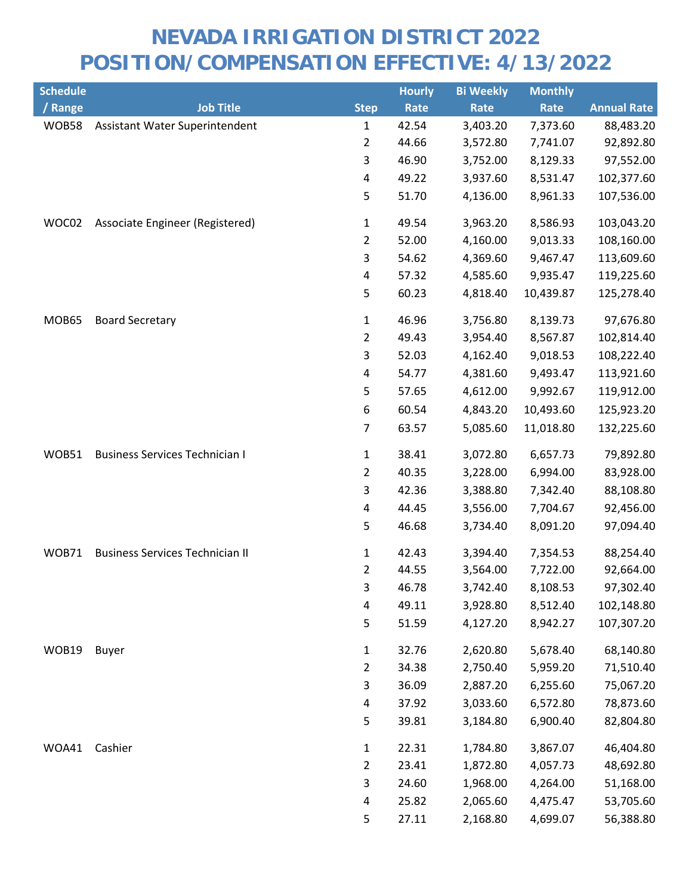# NEVADA IRRIGATION DISTRICT 2022
# POSITION/COMPENSATION EFFECTIVE: 4/13/2022

| Schedule / Range | Job Title | Step | Hourly Rate | Bi Weekly Rate | Monthly Rate | Annual Rate |
|---|---|---|---|---|---|---|
| WOB58 | Assistant Water Superintendent | 1 | 42.54 | 3,403.20 | 7,373.60 | 88,483.20 |
| | | 2 | 44.66 | 3,572.80 | 7,741.07 | 92,892.80 |
| | | 3 | 46.90 | 3,752.00 | 8,129.33 | 97,552.00 |
| | | 4 | 49.22 | 3,937.60 | 8,531.47 | 102,377.60 |
| | | 5 | 51.70 | 4,136.00 | 8,961.33 | 107,536.00 |
| WOC02 | Associate Engineer (Registered) | 1 | 49.54 | 3,963.20 | 8,586.93 | 103,043.20 |
| | | 2 | 52.00 | 4,160.00 | 9,013.33 | 108,160.00 |
| | | 3 | 54.62 | 4,369.60 | 9,467.47 | 113,609.60 |
| | | 4 | 57.32 | 4,585.60 | 9,935.47 | 119,225.60 |
| | | 5 | 60.23 | 4,818.40 | 10,439.87 | 125,278.40 |
| MOB65 | Board Secretary | 1 | 46.96 | 3,756.80 | 8,139.73 | 97,676.80 |
| | | 2 | 49.43 | 3,954.40 | 8,567.87 | 102,814.40 |
| | | 3 | 52.03 | 4,162.40 | 9,018.53 | 108,222.40 |
| | | 4 | 54.77 | 4,381.60 | 9,493.47 | 113,921.60 |
| | | 5 | 57.65 | 4,612.00 | 9,992.67 | 119,912.00 |
| | | 6 | 60.54 | 4,843.20 | 10,493.60 | 125,923.20 |
| | | 7 | 63.57 | 5,085.60 | 11,018.80 | 132,225.60 |
| WOB51 | Business Services Technician I | 1 | 38.41 | 3,072.80 | 6,657.73 | 79,892.80 |
| | | 2 | 40.35 | 3,228.00 | 6,994.00 | 83,928.00 |
| | | 3 | 42.36 | 3,388.80 | 7,342.40 | 88,108.80 |
| | | 4 | 44.45 | 3,556.00 | 7,704.67 | 92,456.00 |
| | | 5 | 46.68 | 3,734.40 | 8,091.20 | 97,094.40 |
| WOB71 | Business Services Technician II | 1 | 42.43 | 3,394.40 | 7,354.53 | 88,254.40 |
| | | 2 | 44.55 | 3,564.00 | 7,722.00 | 92,664.00 |
| | | 3 | 46.78 | 3,742.40 | 8,108.53 | 97,302.40 |
| | | 4 | 49.11 | 3,928.80 | 8,512.40 | 102,148.80 |
| | | 5 | 51.59 | 4,127.20 | 8,942.27 | 107,307.20 |
| WOB19 | Buyer | 1 | 32.76 | 2,620.80 | 5,678.40 | 68,140.80 |
| | | 2 | 34.38 | 2,750.40 | 5,959.20 | 71,510.40 |
| | | 3 | 36.09 | 2,887.20 | 6,255.60 | 75,067.20 |
| | | 4 | 37.92 | 3,033.60 | 6,572.80 | 78,873.60 |
| | | 5 | 39.81 | 3,184.80 | 6,900.40 | 82,804.80 |
| WOA41 | Cashier | 1 | 22.31 | 1,784.80 | 3,867.07 | 46,404.80 |
| | | 2 | 23.41 | 1,872.80 | 4,057.73 | 48,692.80 |
| | | 3 | 24.60 | 1,968.00 | 4,264.00 | 51,168.00 |
| | | 4 | 25.82 | 2,065.60 | 4,475.47 | 53,705.60 |
| | | 5 | 27.11 | 2,168.80 | 4,699.07 | 56,388.80 |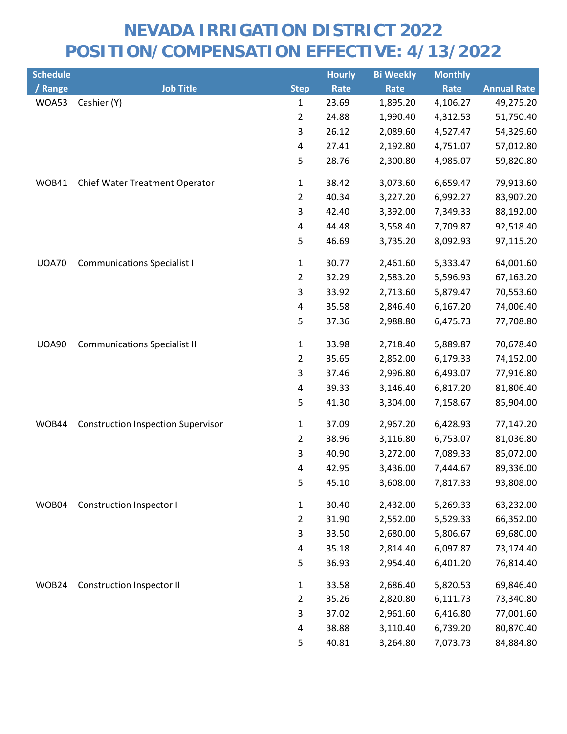# NEVADA IRRIGATION DISTRICT 2022
# POSITION/COMPENSATION EFFECTIVE: 4/13/2022

| Schedule / Range | Job Title | Step | Hourly Rate | Bi Weekly Rate | Monthly Rate | Annual Rate |
|---|---|---|---|---|---|---|
| WOA53 | Cashier (Y) | 1 | 23.69 | 1,895.20 | 4,106.27 | 49,275.20 |
| | | 2 | 24.88 | 1,990.40 | 4,312.53 | 51,750.40 |
| | | 3 | 26.12 | 2,089.60 | 4,527.47 | 54,329.60 |
| | | 4 | 27.41 | 2,192.80 | 4,751.07 | 57,012.80 |
| | | 5 | 28.76 | 2,300.80 | 4,985.07 | 59,820.80 |
| WOB41 | Chief Water Treatment Operator | 1 | 38.42 | 3,073.60 | 6,659.47 | 79,913.60 |
| | | 2 | 40.34 | 3,227.20 | 6,992.27 | 83,907.20 |
| | | 3 | 42.40 | 3,392.00 | 7,349.33 | 88,192.00 |
| | | 4 | 44.48 | 3,558.40 | 7,709.87 | 92,518.40 |
| | | 5 | 46.69 | 3,735.20 | 8,092.93 | 97,115.20 |
| UOA70 | Communications Specialist I | 1 | 30.77 | 2,461.60 | 5,333.47 | 64,001.60 |
| | | 2 | 32.29 | 2,583.20 | 5,596.93 | 67,163.20 |
| | | 3 | 33.92 | 2,713.60 | 5,879.47 | 70,553.60 |
| | | 4 | 35.58 | 2,846.40 | 6,167.20 | 74,006.40 |
| | | 5 | 37.36 | 2,988.80 | 6,475.73 | 77,708.80 |
| UOA90 | Communications Specialist II | 1 | 33.98 | 2,718.40 | 5,889.87 | 70,678.40 |
| | | 2 | 35.65 | 2,852.00 | 6,179.33 | 74,152.00 |
| | | 3 | 37.46 | 2,996.80 | 6,493.07 | 77,916.80 |
| | | 4 | 39.33 | 3,146.40 | 6,817.20 | 81,806.40 |
| | | 5 | 41.30 | 3,304.00 | 7,158.67 | 85,904.00 |
| WOB44 | Construction Inspection Supervisor | 1 | 37.09 | 2,967.20 | 6,428.93 | 77,147.20 |
| | | 2 | 38.96 | 3,116.80 | 6,753.07 | 81,036.80 |
| | | 3 | 40.90 | 3,272.00 | 7,089.33 | 85,072.00 |
| | | 4 | 42.95 | 3,436.00 | 7,444.67 | 89,336.00 |
| | | 5 | 45.10 | 3,608.00 | 7,817.33 | 93,808.00 |
| WOB04 | Construction Inspector I | 1 | 30.40 | 2,432.00 | 5,269.33 | 63,232.00 |
| | | 2 | 31.90 | 2,552.00 | 5,529.33 | 66,352.00 |
| | | 3 | 33.50 | 2,680.00 | 5,806.67 | 69,680.00 |
| | | 4 | 35.18 | 2,814.40 | 6,097.87 | 73,174.40 |
| | | 5 | 36.93 | 2,954.40 | 6,401.20 | 76,814.40 |
| WOB24 | Construction Inspector II | 1 | 33.58 | 2,686.40 | 5,820.53 | 69,846.40 |
| | | 2 | 35.26 | 2,820.80 | 6,111.73 | 73,340.80 |
| | | 3 | 37.02 | 2,961.60 | 6,416.80 | 77,001.60 |
| | | 4 | 38.88 | 3,110.40 | 6,739.20 | 80,870.40 |
| | | 5 | 40.81 | 3,264.80 | 7,073.73 | 84,884.80 |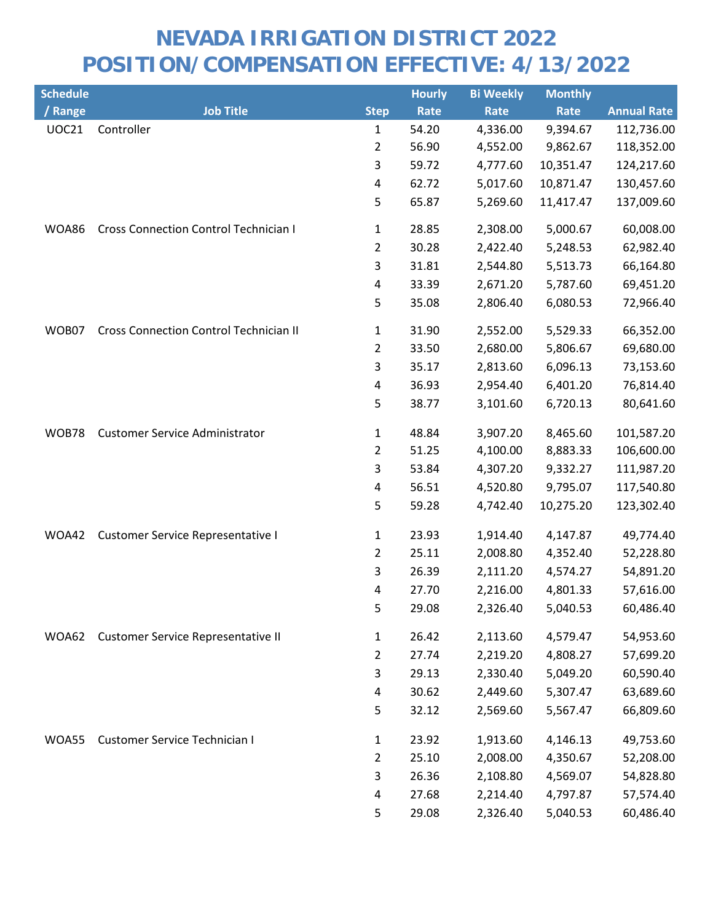# NEVADA IRRIGATION DISTRICT 2022
# POSITION/COMPENSATION EFFECTIVE: 4/13/2022

| Schedule / Range | Job Title | Step | Hourly Rate | Bi Weekly Rate | Monthly Rate | Annual Rate |
|---|---|---|---|---|---|---|
| UOC21 | Controller | 1 | 54.20 | 4,336.00 | 9,394.67 | 112,736.00 |
| | | 2 | 56.90 | 4,552.00 | 9,862.67 | 118,352.00 |
| | | 3 | 59.72 | 4,777.60 | 10,351.47 | 124,217.60 |
| | | 4 | 62.72 | 5,017.60 | 10,871.47 | 130,457.60 |
| | | 5 | 65.87 | 5,269.60 | 11,417.47 | 137,009.60 |
| WOA86 | Cross Connection Control Technician I | 1 | 28.85 | 2,308.00 | 5,000.67 | 60,008.00 |
| | | 2 | 30.28 | 2,422.40 | 5,248.53 | 62,982.40 |
| | | 3 | 31.81 | 2,544.80 | 5,513.73 | 66,164.80 |
| | | 4 | 33.39 | 2,671.20 | 5,787.60 | 69,451.20 |
| | | 5 | 35.08 | 2,806.40 | 6,080.53 | 72,966.40 |
| WOB07 | Cross Connection Control Technician II | 1 | 31.90 | 2,552.00 | 5,529.33 | 66,352.00 |
| | | 2 | 33.50 | 2,680.00 | 5,806.67 | 69,680.00 |
| | | 3 | 35.17 | 2,813.60 | 6,096.13 | 73,153.60 |
| | | 4 | 36.93 | 2,954.40 | 6,401.20 | 76,814.40 |
| | | 5 | 38.77 | 3,101.60 | 6,720.13 | 80,641.60 |
| WOB78 | Customer Service Administrator | 1 | 48.84 | 3,907.20 | 8,465.60 | 101,587.20 |
| | | 2 | 51.25 | 4,100.00 | 8,883.33 | 106,600.00 |
| | | 3 | 53.84 | 4,307.20 | 9,332.27 | 111,987.20 |
| | | 4 | 56.51 | 4,520.80 | 9,795.07 | 117,540.80 |
| | | 5 | 59.28 | 4,742.40 | 10,275.20 | 123,302.40 |
| WOA42 | Customer Service Representative I | 1 | 23.93 | 1,914.40 | 4,147.87 | 49,774.40 |
| | | 2 | 25.11 | 2,008.80 | 4,352.40 | 52,228.80 |
| | | 3 | 26.39 | 2,111.20 | 4,574.27 | 54,891.20 |
| | | 4 | 27.70 | 2,216.00 | 4,801.33 | 57,616.00 |
| | | 5 | 29.08 | 2,326.40 | 5,040.53 | 60,486.40 |
| WOA62 | Customer Service Representative II | 1 | 26.42 | 2,113.60 | 4,579.47 | 54,953.60 |
| | | 2 | 27.74 | 2,219.20 | 4,808.27 | 57,699.20 |
| | | 3 | 29.13 | 2,330.40 | 5,049.20 | 60,590.40 |
| | | 4 | 30.62 | 2,449.60 | 5,307.47 | 63,689.60 |
| | | 5 | 32.12 | 2,569.60 | 5,567.47 | 66,809.60 |
| WOA55 | Customer Service Technician I | 1 | 23.92 | 1,913.60 | 4,146.13 | 49,753.60 |
| | | 2 | 25.10 | 2,008.00 | 4,350.67 | 52,208.00 |
| | | 3 | 26.36 | 2,108.80 | 4,569.07 | 54,828.80 |
| | | 4 | 27.68 | 2,214.40 | 4,797.87 | 57,574.40 |
| | | 5 | 29.08 | 2,326.40 | 5,040.53 | 60,486.40 |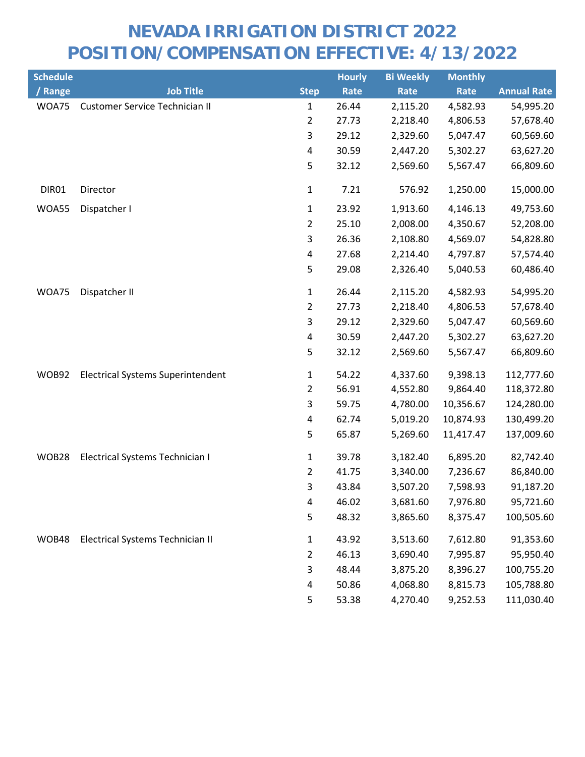# NEVADA IRRIGATION DISTRICT 2022
# POSITION/COMPENSATION EFFECTIVE: 4/13/2022

| Schedule / Range | Job Title | Step | Hourly Rate | Bi Weekly Rate | Monthly Rate | Annual Rate |
|---|---|---|---|---|---|---|
| WOA75 | Customer Service Technician II | 1 | 26.44 | 2,115.20 | 4,582.93 | 54,995.20 |
| | | 2 | 27.73 | 2,218.40 | 4,806.53 | 57,678.40 |
| | | 3 | 29.12 | 2,329.60 | 5,047.47 | 60,569.60 |
| | | 4 | 30.59 | 2,447.20 | 5,302.27 | 63,627.20 |
| | | 5 | 32.12 | 2,569.60 | 5,567.47 | 66,809.60 |
| DIR01 | Director | 1 | 7.21 | 576.92 | 1,250.00 | 15,000.00 |
| WOA55 | Dispatcher I | 1 | 23.92 | 1,913.60 | 4,146.13 | 49,753.60 |
| | | 2 | 25.10 | 2,008.00 | 4,350.67 | 52,208.00 |
| | | 3 | 26.36 | 2,108.80 | 4,569.07 | 54,828.80 |
| | | 4 | 27.68 | 2,214.40 | 4,797.87 | 57,574.40 |
| | | 5 | 29.08 | 2,326.40 | 5,040.53 | 60,486.40 |
| WOA75 | Dispatcher II | 1 | 26.44 | 2,115.20 | 4,582.93 | 54,995.20 |
| | | 2 | 27.73 | 2,218.40 | 4,806.53 | 57,678.40 |
| | | 3 | 29.12 | 2,329.60 | 5,047.47 | 60,569.60 |
| | | 4 | 30.59 | 2,447.20 | 5,302.27 | 63,627.20 |
| | | 5 | 32.12 | 2,569.60 | 5,567.47 | 66,809.60 |
| WOB92 | Electrical Systems Superintendent | 1 | 54.22 | 4,337.60 | 9,398.13 | 112,777.60 |
| | | 2 | 56.91 | 4,552.80 | 9,864.40 | 118,372.80 |
| | | 3 | 59.75 | 4,780.00 | 10,356.67 | 124,280.00 |
| | | 4 | 62.74 | 5,019.20 | 10,874.93 | 130,499.20 |
| | | 5 | 65.87 | 5,269.60 | 11,417.47 | 137,009.60 |
| WOB28 | Electrical Systems Technician I | 1 | 39.78 | 3,182.40 | 6,895.20 | 82,742.40 |
| | | 2 | 41.75 | 3,340.00 | 7,236.67 | 86,840.00 |
| | | 3 | 43.84 | 3,507.20 | 7,598.93 | 91,187.20 |
| | | 4 | 46.02 | 3,681.60 | 7,976.80 | 95,721.60 |
| | | 5 | 48.32 | 3,865.60 | 8,375.47 | 100,505.60 |
| WOB48 | Electrical Systems Technician II | 1 | 43.92 | 3,513.60 | 7,612.80 | 91,353.60 |
| | | 2 | 46.13 | 3,690.40 | 7,995.87 | 95,950.40 |
| | | 3 | 48.44 | 3,875.20 | 8,396.27 | 100,755.20 |
| | | 4 | 50.86 | 4,068.80 | 8,815.73 | 105,788.80 |
| | | 5 | 53.38 | 4,270.40 | 9,252.53 | 111,030.40 |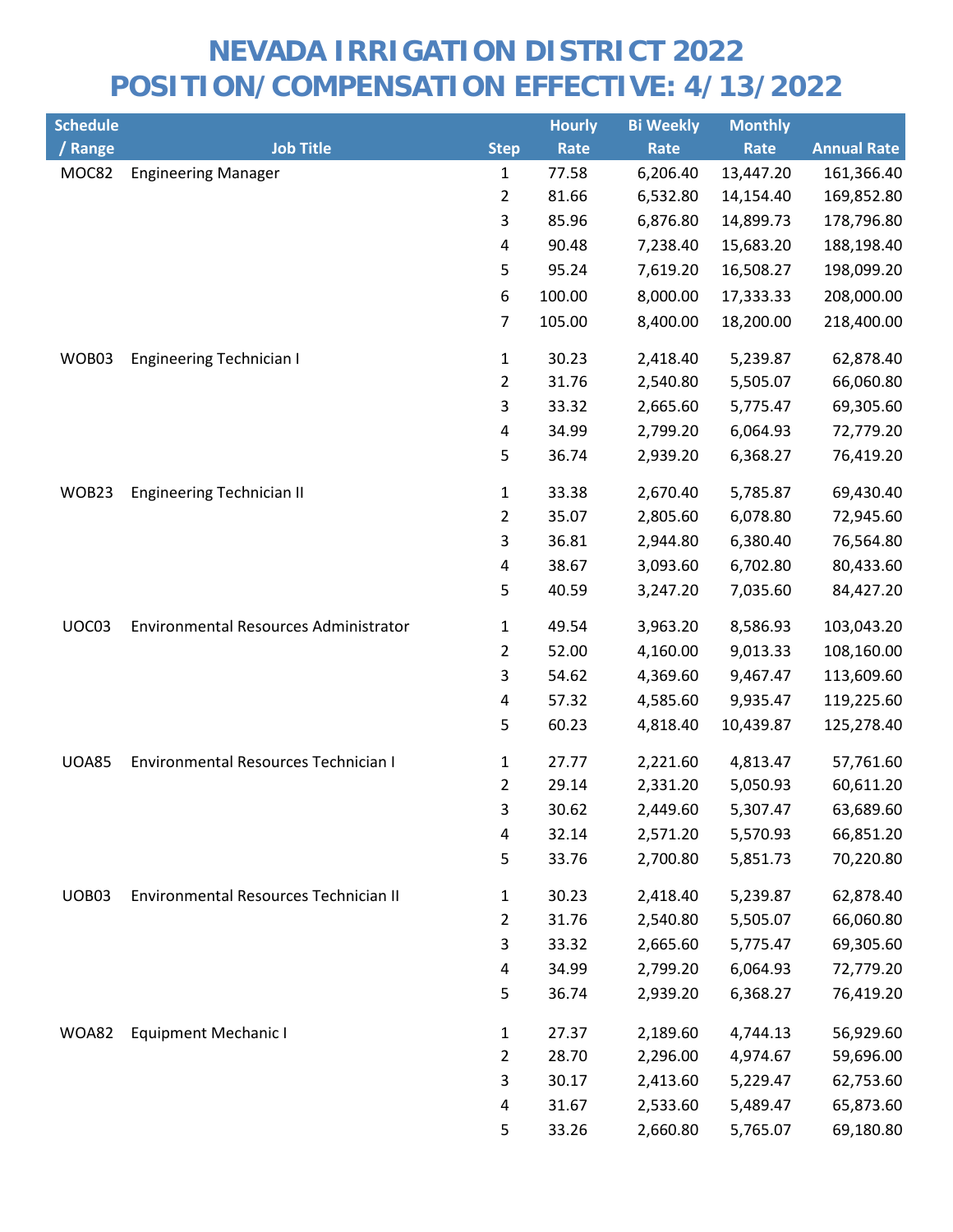# NEVADA IRRIGATION DISTRICT 2022
# POSITION/COMPENSATION EFFECTIVE: 4/13/2022

| Schedule / Range | Job Title | Step | Hourly Rate | Bi Weekly Rate | Monthly Rate | Annual Rate |
|---|---|---|---|---|---|---|
| MOC82 | Engineering Manager | 1 | 77.58 | 6,206.40 | 13,447.20 | 161,366.40 |
| | | 2 | 81.66 | 6,532.80 | 14,154.40 | 169,852.80 |
| | | 3 | 85.96 | 6,876.80 | 14,899.73 | 178,796.80 |
| | | 4 | 90.48 | 7,238.40 | 15,683.20 | 188,198.40 |
| | | 5 | 95.24 | 7,619.20 | 16,508.27 | 198,099.20 |
| | | 6 | 100.00 | 8,000.00 | 17,333.33 | 208,000.00 |
| | | 7 | 105.00 | 8,400.00 | 18,200.00 | 218,400.00 |
| WOB03 | Engineering Technician I | 1 | 30.23 | 2,418.40 | 5,239.87 | 62,878.40 |
| | | 2 | 31.76 | 2,540.80 | 5,505.07 | 66,060.80 |
| | | 3 | 33.32 | 2,665.60 | 5,775.47 | 69,305.60 |
| | | 4 | 34.99 | 2,799.20 | 6,064.93 | 72,779.20 |
| | | 5 | 36.74 | 2,939.20 | 6,368.27 | 76,419.20 |
| WOB23 | Engineering Technician II | 1 | 33.38 | 2,670.40 | 5,785.87 | 69,430.40 |
| | | 2 | 35.07 | 2,805.60 | 6,078.80 | 72,945.60 |
| | | 3 | 36.81 | 2,944.80 | 6,380.40 | 76,564.80 |
| | | 4 | 38.67 | 3,093.60 | 6,702.80 | 80,433.60 |
| | | 5 | 40.59 | 3,247.20 | 7,035.60 | 84,427.20 |
| UOC03 | Environmental Resources Administrator | 1 | 49.54 | 3,963.20 | 8,586.93 | 103,043.20 |
| | | 2 | 52.00 | 4,160.00 | 9,013.33 | 108,160.00 |
| | | 3 | 54.62 | 4,369.60 | 9,467.47 | 113,609.60 |
| | | 4 | 57.32 | 4,585.60 | 9,935.47 | 119,225.60 |
| | | 5 | 60.23 | 4,818.40 | 10,439.87 | 125,278.40 |
| UOA85 | Environmental Resources Technician I | 1 | 27.77 | 2,221.60 | 4,813.47 | 57,761.60 |
| | | 2 | 29.14 | 2,331.20 | 5,050.93 | 60,611.20 |
| | | 3 | 30.62 | 2,449.60 | 5,307.47 | 63,689.60 |
| | | 4 | 32.14 | 2,571.20 | 5,570.93 | 66,851.20 |
| | | 5 | 33.76 | 2,700.80 | 5,851.73 | 70,220.80 |
| UOB03 | Environmental Resources Technician II | 1 | 30.23 | 2,418.40 | 5,239.87 | 62,878.40 |
| | | 2 | 31.76 | 2,540.80 | 5,505.07 | 66,060.80 |
| | | 3 | 33.32 | 2,665.60 | 5,775.47 | 69,305.60 |
| | | 4 | 34.99 | 2,799.20 | 6,064.93 | 72,779.20 |
| | | 5 | 36.74 | 2,939.20 | 6,368.27 | 76,419.20 |
| WOA82 | Equipment Mechanic I | 1 | 27.37 | 2,189.60 | 4,744.13 | 56,929.60 |
| | | 2 | 28.70 | 2,296.00 | 4,974.67 | 59,696.00 |
| | | 3 | 30.17 | 2,413.60 | 5,229.47 | 62,753.60 |
| | | 4 | 31.67 | 2,533.60 | 5,489.47 | 65,873.60 |
| | | 5 | 33.26 | 2,660.80 | 5,765.07 | 69,180.80 |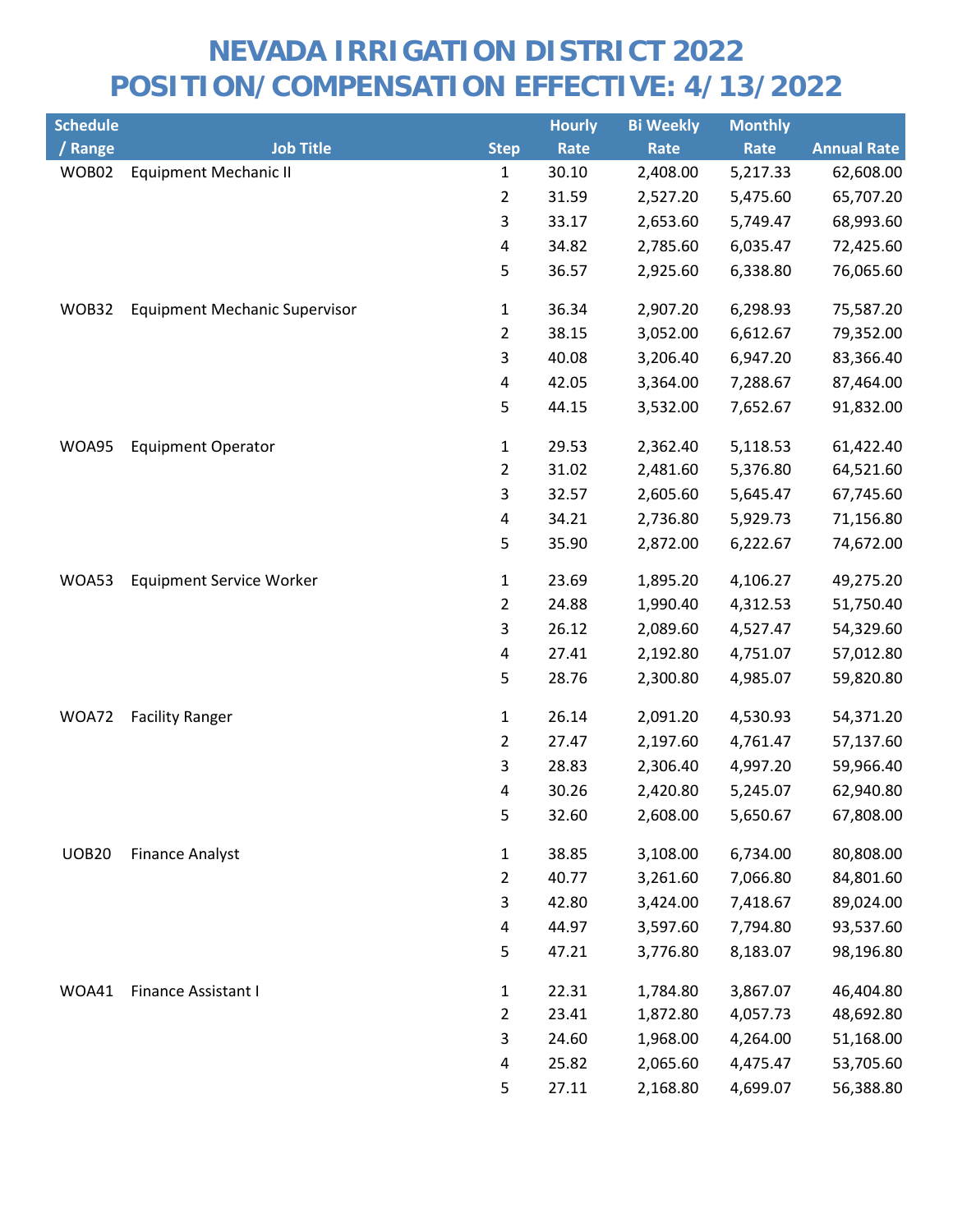# NEVADA IRRIGATION DISTRICT 2022
# POSITION/COMPENSATION EFFECTIVE: 4/13/2022

| Schedule / Range | Job Title | Step | Hourly Rate | Bi Weekly Rate | Monthly Rate | Annual Rate |
|---|---|---|---|---|---|---|
| WOB02 | Equipment Mechanic II | 1 | 30.10 | 2,408.00 | 5,217.33 | 62,608.00 |
| | | 2 | 31.59 | 2,527.20 | 5,475.60 | 65,707.20 |
| | | 3 | 33.17 | 2,653.60 | 5,749.47 | 68,993.60 |
| | | 4 | 34.82 | 2,785.60 | 6,035.47 | 72,425.60 |
| | | 5 | 36.57 | 2,925.60 | 6,338.80 | 76,065.60 |
| WOB32 | Equipment Mechanic Supervisor | 1 | 36.34 | 2,907.20 | 6,298.93 | 75,587.20 |
| | | 2 | 38.15 | 3,052.00 | 6,612.67 | 79,352.00 |
| | | 3 | 40.08 | 3,206.40 | 6,947.20 | 83,366.40 |
| | | 4 | 42.05 | 3,364.00 | 7,288.67 | 87,464.00 |
| | | 5 | 44.15 | 3,532.00 | 7,652.67 | 91,832.00 |
| WOA95 | Equipment Operator | 1 | 29.53 | 2,362.40 | 5,118.53 | 61,422.40 |
| | | 2 | 31.02 | 2,481.60 | 5,376.80 | 64,521.60 |
| | | 3 | 32.57 | 2,605.60 | 5,645.47 | 67,745.60 |
| | | 4 | 34.21 | 2,736.80 | 5,929.73 | 71,156.80 |
| | | 5 | 35.90 | 2,872.00 | 6,222.67 | 74,672.00 |
| WOA53 | Equipment Service Worker | 1 | 23.69 | 1,895.20 | 4,106.27 | 49,275.20 |
| | | 2 | 24.88 | 1,990.40 | 4,312.53 | 51,750.40 |
| | | 3 | 26.12 | 2,089.60 | 4,527.47 | 54,329.60 |
| | | 4 | 27.41 | 2,192.80 | 4,751.07 | 57,012.80 |
| | | 5 | 28.76 | 2,300.80 | 4,985.07 | 59,820.80 |
| WOA72 | Facility Ranger | 1 | 26.14 | 2,091.20 | 4,530.93 | 54,371.20 |
| | | 2 | 27.47 | 2,197.60 | 4,761.47 | 57,137.60 |
| | | 3 | 28.83 | 2,306.40 | 4,997.20 | 59,966.40 |
| | | 4 | 30.26 | 2,420.80 | 5,245.07 | 62,940.80 |
| | | 5 | 32.60 | 2,608.00 | 5,650.67 | 67,808.00 |
| UOB20 | Finance Analyst | 1 | 38.85 | 3,108.00 | 6,734.00 | 80,808.00 |
| | | 2 | 40.77 | 3,261.60 | 7,066.80 | 84,801.60 |
| | | 3 | 42.80 | 3,424.00 | 7,418.67 | 89,024.00 |
| | | 4 | 44.97 | 3,597.60 | 7,794.80 | 93,537.60 |
| | | 5 | 47.21 | 3,776.80 | 8,183.07 | 98,196.80 |
| WOA41 | Finance Assistant I | 1 | 22.31 | 1,784.80 | 3,867.07 | 46,404.80 |
| | | 2 | 23.41 | 1,872.80 | 4,057.73 | 48,692.80 |
| | | 3 | 24.60 | 1,968.00 | 4,264.00 | 51,168.00 |
| | | 4 | 25.82 | 2,065.60 | 4,475.47 | 53,705.60 |
| | | 5 | 27.11 | 2,168.80 | 4,699.07 | 56,388.80 |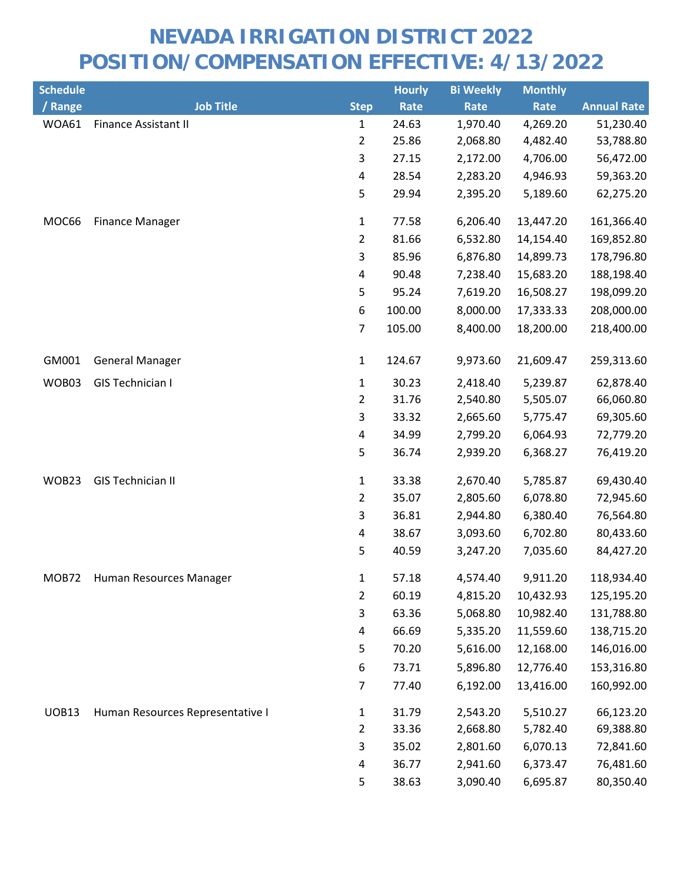# NEVADA IRRIGATION DISTRICT 2022
# POSITION/COMPENSATION EFFECTIVE: 4/13/2022

| Schedule / Range | Job Title | Step | Hourly Rate | Bi Weekly Rate | Monthly Rate | Annual Rate |
|---|---|---|---|---|---|---|
| WOA61 | Finance Assistant II | 1 | 24.63 | 1,970.40 | 4,269.20 | 51,230.40 |
| | | 2 | 25.86 | 2,068.80 | 4,482.40 | 53,788.80 |
| | | 3 | 27.15 | 2,172.00 | 4,706.00 | 56,472.00 |
| | | 4 | 28.54 | 2,283.20 | 4,946.93 | 59,363.20 |
| | | 5 | 29.94 | 2,395.20 | 5,189.60 | 62,275.20 |
| MOC66 | Finance Manager | 1 | 77.58 | 6,206.40 | 13,447.20 | 161,366.40 |
| | | 2 | 81.66 | 6,532.80 | 14,154.40 | 169,852.80 |
| | | 3 | 85.96 | 6,876.80 | 14,899.73 | 178,796.80 |
| | | 4 | 90.48 | 7,238.40 | 15,683.20 | 188,198.40 |
| | | 5 | 95.24 | 7,619.20 | 16,508.27 | 198,099.20 |
| | | 6 | 100.00 | 8,000.00 | 17,333.33 | 208,000.00 |
| | | 7 | 105.00 | 8,400.00 | 18,200.00 | 218,400.00 |
| GM001 | General Manager | 1 | 124.67 | 9,973.60 | 21,609.47 | 259,313.60 |
| WOB03 | GIS Technician I | 1 | 30.23 | 2,418.40 | 5,239.87 | 62,878.40 |
| | | 2 | 31.76 | 2,540.80 | 5,505.07 | 66,060.80 |
| | | 3 | 33.32 | 2,665.60 | 5,775.47 | 69,305.60 |
| | | 4 | 34.99 | 2,799.20 | 6,064.93 | 72,779.20 |
| | | 5 | 36.74 | 2,939.20 | 6,368.27 | 76,419.20 |
| WOB23 | GIS Technician II | 1 | 33.38 | 2,670.40 | 5,785.87 | 69,430.40 |
| | | 2 | 35.07 | 2,805.60 | 6,078.80 | 72,945.60 |
| | | 3 | 36.81 | 2,944.80 | 6,380.40 | 76,564.80 |
| | | 4 | 38.67 | 3,093.60 | 6,702.80 | 80,433.60 |
| | | 5 | 40.59 | 3,247.20 | 7,035.60 | 84,427.20 |
| MOB72 | Human Resources Manager | 1 | 57.18 | 4,574.40 | 9,911.20 | 118,934.40 |
| | | 2 | 60.19 | 4,815.20 | 10,432.93 | 125,195.20 |
| | | 3 | 63.36 | 5,068.80 | 10,982.40 | 131,788.80 |
| | | 4 | 66.69 | 5,335.20 | 11,559.60 | 138,715.20 |
| | | 5 | 70.20 | 5,616.00 | 12,168.00 | 146,016.00 |
| | | 6 | 73.71 | 5,896.80 | 12,776.40 | 153,316.80 |
| | | 7 | 77.40 | 6,192.00 | 13,416.00 | 160,992.00 |
| UOB13 | Human Resources Representative I | 1 | 31.79 | 2,543.20 | 5,510.27 | 66,123.20 |
| | | 2 | 33.36 | 2,668.80 | 5,782.40 | 69,388.80 |
| | | 3 | 35.02 | 2,801.60 | 6,070.13 | 72,841.60 |
| | | 4 | 36.77 | 2,941.60 | 6,373.47 | 76,481.60 |
| | | 5 | 38.63 | 3,090.40 | 6,695.87 | 80,350.40 |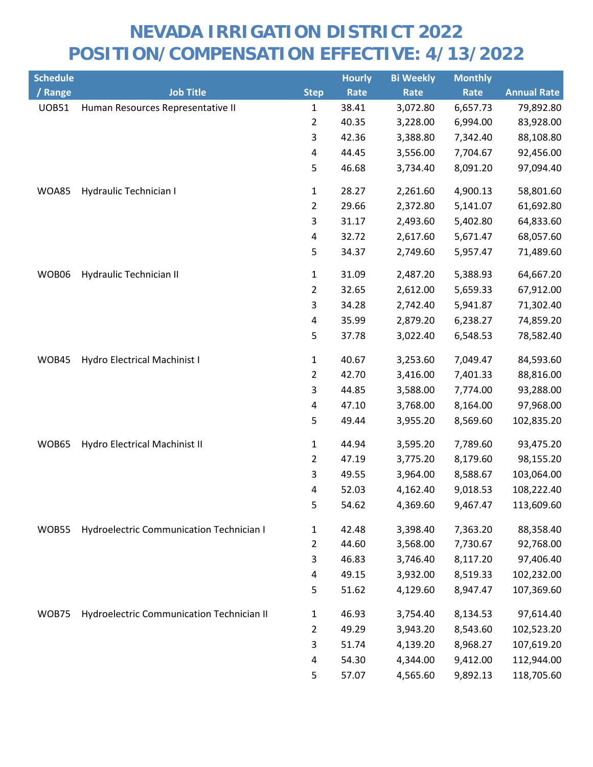# NEVADA IRRIGATION DISTRICT 2022
# POSITION/COMPENSATION EFFECTIVE: 4/13/2022

| Schedule / Range | Job Title | Step | Hourly Rate | Bi Weekly Rate | Monthly Rate | Annual Rate |
|---|---|---|---|---|---|---|
| UOB51 | Human Resources Representative II | 1 | 38.41 | 3,072.80 | 6,657.73 | 79,892.80 |
| | | 2 | 40.35 | 3,228.00 | 6,994.00 | 83,928.00 |
| | | 3 | 42.36 | 3,388.80 | 7,342.40 | 88,108.80 |
| | | 4 | 44.45 | 3,556.00 | 7,704.67 | 92,456.00 |
| | | 5 | 46.68 | 3,734.40 | 8,091.20 | 97,094.40 |
| WOA85 | Hydraulic Technician I | 1 | 28.27 | 2,261.60 | 4,900.13 | 58,801.60 |
| | | 2 | 29.66 | 2,372.80 | 5,141.07 | 61,692.80 |
| | | 3 | 31.17 | 2,493.60 | 5,402.80 | 64,833.60 |
| | | 4 | 32.72 | 2,617.60 | 5,671.47 | 68,057.60 |
| | | 5 | 34.37 | 2,749.60 | 5,957.47 | 71,489.60 |
| WOB06 | Hydraulic Technician II | 1 | 31.09 | 2,487.20 | 5,388.93 | 64,667.20 |
| | | 2 | 32.65 | 2,612.00 | 5,659.33 | 67,912.00 |
| | | 3 | 34.28 | 2,742.40 | 5,941.87 | 71,302.40 |
| | | 4 | 35.99 | 2,879.20 | 6,238.27 | 74,859.20 |
| | | 5 | 37.78 | 3,022.40 | 6,548.53 | 78,582.40 |
| WOB45 | Hydro Electrical Machinist I | 1 | 40.67 | 3,253.60 | 7,049.47 | 84,593.60 |
| | | 2 | 42.70 | 3,416.00 | 7,401.33 | 88,816.00 |
| | | 3 | 44.85 | 3,588.00 | 7,774.00 | 93,288.00 |
| | | 4 | 47.10 | 3,768.00 | 8,164.00 | 97,968.00 |
| | | 5 | 49.44 | 3,955.20 | 8,569.60 | 102,835.20 |
| WOB65 | Hydro Electrical Machinist II | 1 | 44.94 | 3,595.20 | 7,789.60 | 93,475.20 |
| | | 2 | 47.19 | 3,775.20 | 8,179.60 | 98,155.20 |
| | | 3 | 49.55 | 3,964.00 | 8,588.67 | 103,064.00 |
| | | 4 | 52.03 | 4,162.40 | 9,018.53 | 108,222.40 |
| | | 5 | 54.62 | 4,369.60 | 9,467.47 | 113,609.60 |
| WOB55 | Hydroelectric Communication Technician I | 1 | 42.48 | 3,398.40 | 7,363.20 | 88,358.40 |
| | | 2 | 44.60 | 3,568.00 | 7,730.67 | 92,768.00 |
| | | 3 | 46.83 | 3,746.40 | 8,117.20 | 97,406.40 |
| | | 4 | 49.15 | 3,932.00 | 8,519.33 | 102,232.00 |
| | | 5 | 51.62 | 4,129.60 | 8,947.47 | 107,369.60 |
| WOB75 | Hydroelectric Communication Technician II | 1 | 46.93 | 3,754.40 | 8,134.53 | 97,614.40 |
| | | 2 | 49.29 | 3,943.20 | 8,543.60 | 102,523.20 |
| | | 3 | 51.74 | 4,139.20 | 8,968.27 | 107,619.20 |
| | | 4 | 54.30 | 4,344.00 | 9,412.00 | 112,944.00 |
| | | 5 | 57.07 | 4,565.60 | 9,892.13 | 118,705.60 |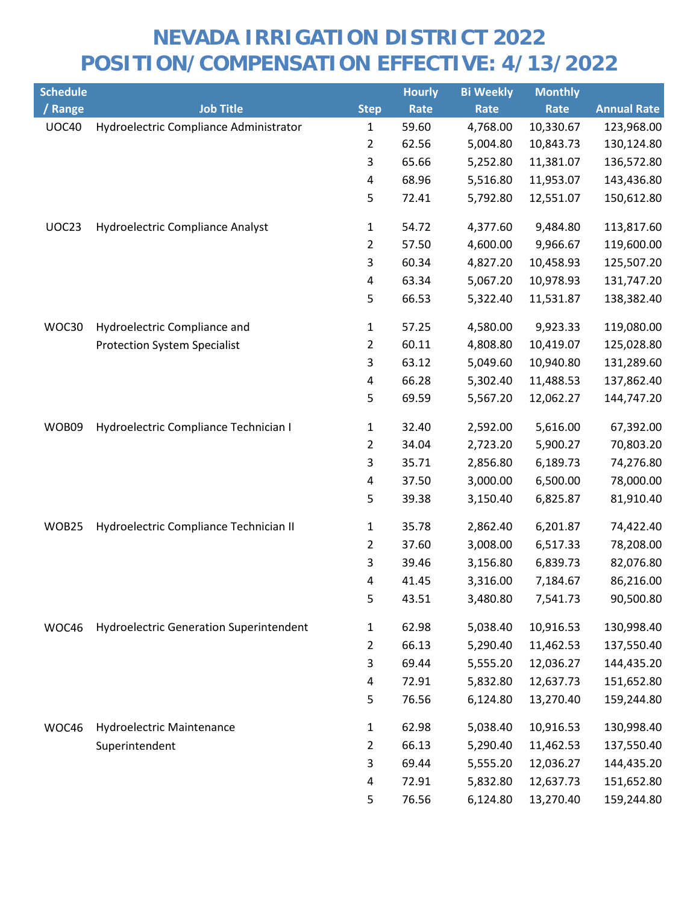# NEVADA IRRIGATION DISTRICT 2022
# POSITION/COMPENSATION EFFECTIVE: 4/13/2022

| Schedule / Range | Job Title | Step | Hourly Rate | Bi Weekly Rate | Monthly Rate | Annual Rate |
|---|---|---|---|---|---|---|
| UOC40 | Hydroelectric Compliance Administrator | 1 | 59.60 | 4,768.00 | 10,330.67 | 123,968.00 |
| | | 2 | 62.56 | 5,004.80 | 10,843.73 | 130,124.80 |
| | | 3 | 65.66 | 5,252.80 | 11,381.07 | 136,572.80 |
| | | 4 | 68.96 | 5,516.80 | 11,953.07 | 143,436.80 |
| | | 5 | 72.41 | 5,792.80 | 12,551.07 | 150,612.80 |
| UOC23 | Hydroelectric Compliance Analyst | 1 | 54.72 | 4,377.60 | 9,484.80 | 113,817.60 |
| | | 2 | 57.50 | 4,600.00 | 9,966.67 | 119,600.00 |
| | | 3 | 60.34 | 4,827.20 | 10,458.93 | 125,507.20 |
| | | 4 | 63.34 | 5,067.20 | 10,978.93 | 131,747.20 |
| | | 5 | 66.53 | 5,322.40 | 11,531.87 | 138,382.40 |
| WOC30 | Hydroelectric Compliance and Protection System Specialist | 1 | 57.25 | 4,580.00 | 9,923.33 | 119,080.00 |
| | | 2 | 60.11 | 4,808.80 | 10,419.07 | 125,028.80 |
| | | 3 | 63.12 | 5,049.60 | 10,940.80 | 131,289.60 |
| | | 4 | 66.28 | 5,302.40 | 11,488.53 | 137,862.40 |
| | | 5 | 69.59 | 5,567.20 | 12,062.27 | 144,747.20 |
| WOB09 | Hydroelectric Compliance Technician I | 1 | 32.40 | 2,592.00 | 5,616.00 | 67,392.00 |
| | | 2 | 34.04 | 2,723.20 | 5,900.27 | 70,803.20 |
| | | 3 | 35.71 | 2,856.80 | 6,189.73 | 74,276.80 |
| | | 4 | 37.50 | 3,000.00 | 6,500.00 | 78,000.00 |
| | | 5 | 39.38 | 3,150.40 | 6,825.87 | 81,910.40 |
| WOB25 | Hydroelectric Compliance Technician II | 1 | 35.78 | 2,862.40 | 6,201.87 | 74,422.40 |
| | | 2 | 37.60 | 3,008.00 | 6,517.33 | 78,208.00 |
| | | 3 | 39.46 | 3,156.80 | 6,839.73 | 82,076.80 |
| | | 4 | 41.45 | 3,316.00 | 7,184.67 | 86,216.00 |
| | | 5 | 43.51 | 3,480.80 | 7,541.73 | 90,500.80 |
| WOC46 | Hydroelectric Generation Superintendent | 1 | 62.98 | 5,038.40 | 10,916.53 | 130,998.40 |
| | | 2 | 66.13 | 5,290.40 | 11,462.53 | 137,550.40 |
| | | 3 | 69.44 | 5,555.20 | 12,036.27 | 144,435.20 |
| | | 4 | 72.91 | 5,832.80 | 12,637.73 | 151,652.80 |
| | | 5 | 76.56 | 6,124.80 | 13,270.40 | 159,244.80 |
| WOC46 | Hydroelectric Maintenance Superintendent | 1 | 62.98 | 5,038.40 | 10,916.53 | 130,998.40 |
| | | 2 | 66.13 | 5,290.40 | 11,462.53 | 137,550.40 |
| | | 3 | 69.44 | 5,555.20 | 12,036.27 | 144,435.20 |
| | | 4 | 72.91 | 5,832.80 | 12,637.73 | 151,652.80 |
| | | 5 | 76.56 | 6,124.80 | 13,270.40 | 159,244.80 |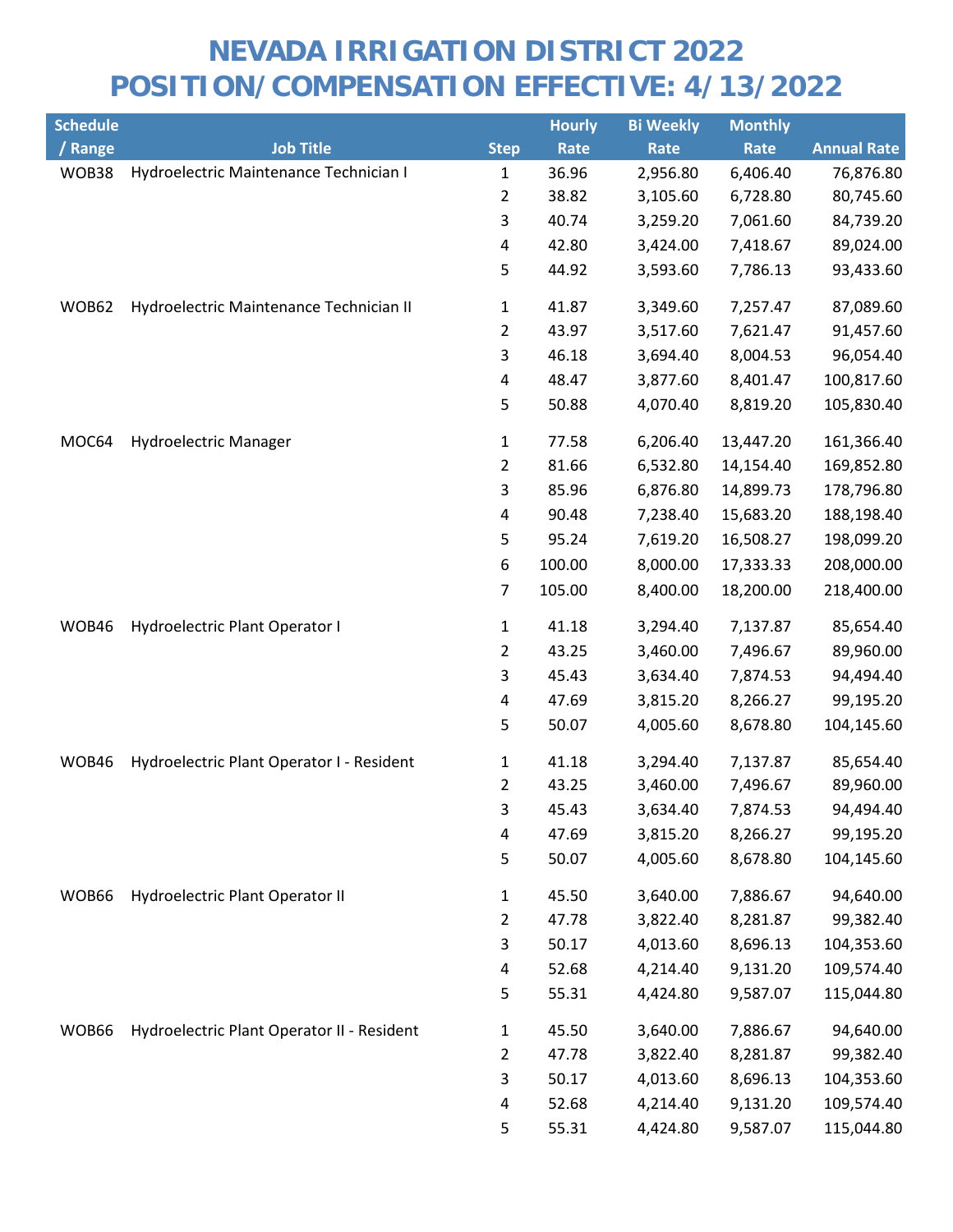# NEVADA IRRIGATION DISTRICT 2022
# POSITION/COMPENSATION EFFECTIVE: 4/13/2022

| Schedule / Range | Job Title | Step | Hourly Rate | Bi Weekly Rate | Monthly Rate | Annual Rate |
|---|---|---|---|---|---|---|
| WOB38 | Hydroelectric Maintenance Technician I | 1 | 36.96 | 2,956.80 | 6,406.40 | 76,876.80 |
| | | 2 | 38.82 | 3,105.60 | 6,728.80 | 80,745.60 |
| | | 3 | 40.74 | 3,259.20 | 7,061.60 | 84,739.20 |
| | | 4 | 42.80 | 3,424.00 | 7,418.67 | 89,024.00 |
| | | 5 | 44.92 | 3,593.60 | 7,786.13 | 93,433.60 |
| WOB62 | Hydroelectric Maintenance Technician II | 1 | 41.87 | 3,349.60 | 7,257.47 | 87,089.60 |
| | | 2 | 43.97 | 3,517.60 | 7,621.47 | 91,457.60 |
| | | 3 | 46.18 | 3,694.40 | 8,004.53 | 96,054.40 |
| | | 4 | 48.47 | 3,877.60 | 8,401.47 | 100,817.60 |
| | | 5 | 50.88 | 4,070.40 | 8,819.20 | 105,830.40 |
| MOC64 | Hydroelectric Manager | 1 | 77.58 | 6,206.40 | 13,447.20 | 161,366.40 |
| | | 2 | 81.66 | 6,532.80 | 14,154.40 | 169,852.80 |
| | | 3 | 85.96 | 6,876.80 | 14,899.73 | 178,796.80 |
| | | 4 | 90.48 | 7,238.40 | 15,683.20 | 188,198.40 |
| | | 5 | 95.24 | 7,619.20 | 16,508.27 | 198,099.20 |
| | | 6 | 100.00 | 8,000.00 | 17,333.33 | 208,000.00 |
| | | 7 | 105.00 | 8,400.00 | 18,200.00 | 218,400.00 |
| WOB46 | Hydroelectric Plant Operator I | 1 | 41.18 | 3,294.40 | 7,137.87 | 85,654.40 |
| | | 2 | 43.25 | 3,460.00 | 7,496.67 | 89,960.00 |
| | | 3 | 45.43 | 3,634.40 | 7,874.53 | 94,494.40 |
| | | 4 | 47.69 | 3,815.20 | 8,266.27 | 99,195.20 |
| | | 5 | 50.07 | 4,005.60 | 8,678.80 | 104,145.60 |
| WOB46 | Hydroelectric Plant Operator I - Resident | 1 | 41.18 | 3,294.40 | 7,137.87 | 85,654.40 |
| | | 2 | 43.25 | 3,460.00 | 7,496.67 | 89,960.00 |
| | | 3 | 45.43 | 3,634.40 | 7,874.53 | 94,494.40 |
| | | 4 | 47.69 | 3,815.20 | 8,266.27 | 99,195.20 |
| | | 5 | 50.07 | 4,005.60 | 8,678.80 | 104,145.60 |
| WOB66 | Hydroelectric Plant Operator II | 1 | 45.50 | 3,640.00 | 7,886.67 | 94,640.00 |
| | | 2 | 47.78 | 3,822.40 | 8,281.87 | 99,382.40 |
| | | 3 | 50.17 | 4,013.60 | 8,696.13 | 104,353.60 |
| | | 4 | 52.68 | 4,214.40 | 9,131.20 | 109,574.40 |
| | | 5 | 55.31 | 4,424.80 | 9,587.07 | 115,044.80 |
| WOB66 | Hydroelectric Plant Operator II - Resident | 1 | 45.50 | 3,640.00 | 7,886.67 | 94,640.00 |
| | | 2 | 47.78 | 3,822.40 | 8,281.87 | 99,382.40 |
| | | 3 | 50.17 | 4,013.60 | 8,696.13 | 104,353.60 |
| | | 4 | 52.68 | 4,214.40 | 9,131.20 | 109,574.40 |
| | | 5 | 55.31 | 4,424.80 | 9,587.07 | 115,044.80 |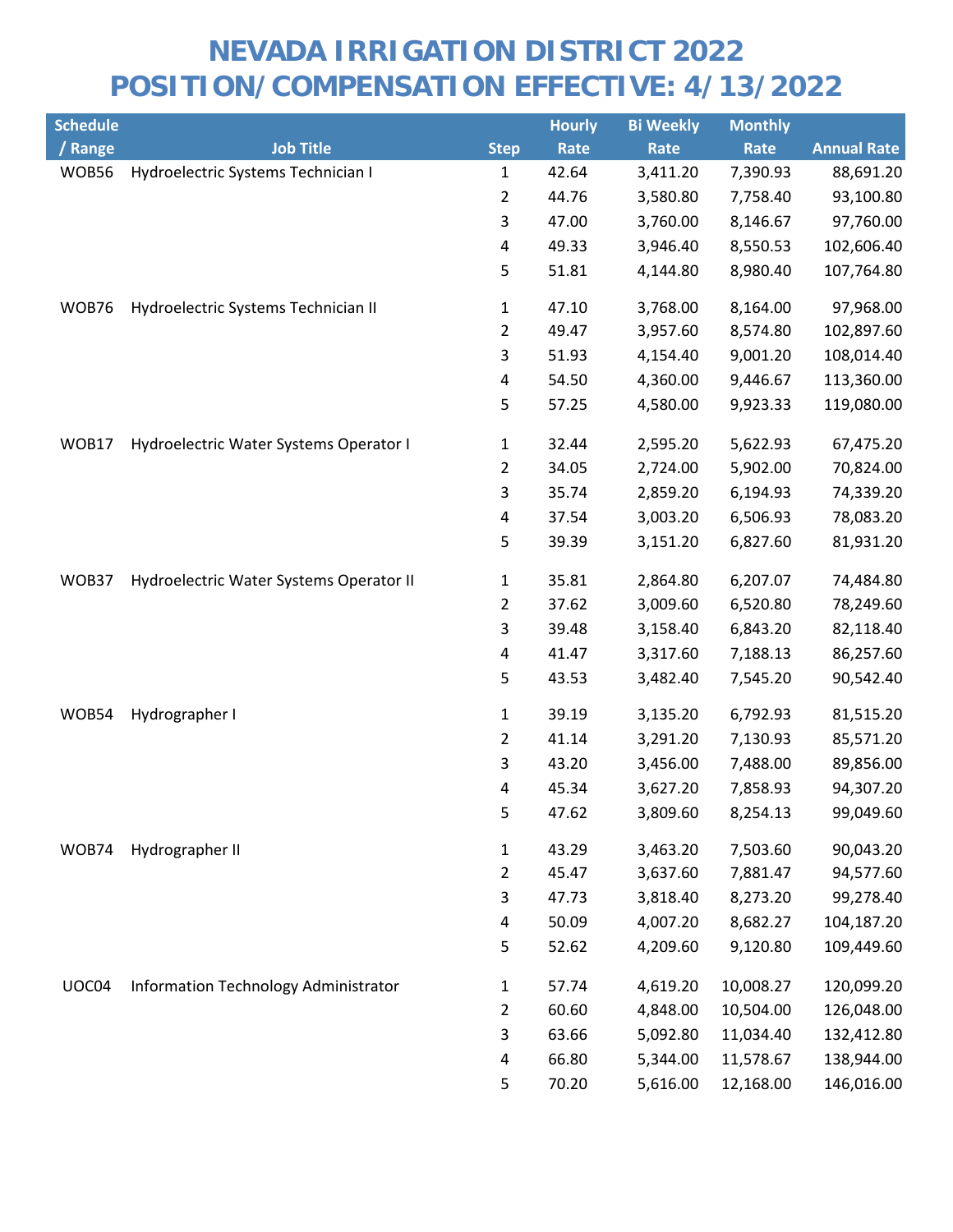# NEVADA IRRIGATION DISTRICT 2022
# POSITION/COMPENSATION EFFECTIVE: 4/13/2022

| Schedule / Range | Job Title | Step | Hourly Rate | Bi Weekly Rate | Monthly Rate | Annual Rate |
|---|---|---|---|---|---|---|
| WOB56 | Hydroelectric Systems Technician I | 1 | 42.64 | 3,411.20 | 7,390.93 | 88,691.20 |
| | | 2 | 44.76 | 3,580.80 | 7,758.40 | 93,100.80 |
| | | 3 | 47.00 | 3,760.00 | 8,146.67 | 97,760.00 |
| | | 4 | 49.33 | 3,946.40 | 8,550.53 | 102,606.40 |
| | | 5 | 51.81 | 4,144.80 | 8,980.40 | 107,764.80 |
| WOB76 | Hydroelectric Systems Technician II | 1 | 47.10 | 3,768.00 | 8,164.00 | 97,968.00 |
| | | 2 | 49.47 | 3,957.60 | 8,574.80 | 102,897.60 |
| | | 3 | 51.93 | 4,154.40 | 9,001.20 | 108,014.40 |
| | | 4 | 54.50 | 4,360.00 | 9,446.67 | 113,360.00 |
| | | 5 | 57.25 | 4,580.00 | 9,923.33 | 119,080.00 |
| WOB17 | Hydroelectric Water Systems Operator I | 1 | 32.44 | 2,595.20 | 5,622.93 | 67,475.20 |
| | | 2 | 34.05 | 2,724.00 | 5,902.00 | 70,824.00 |
| | | 3 | 35.74 | 2,859.20 | 6,194.93 | 74,339.20 |
| | | 4 | 37.54 | 3,003.20 | 6,506.93 | 78,083.20 |
| | | 5 | 39.39 | 3,151.20 | 6,827.60 | 81,931.20 |
| WOB37 | Hydroelectric Water Systems Operator II | 1 | 35.81 | 2,864.80 | 6,207.07 | 74,484.80 |
| | | 2 | 37.62 | 3,009.60 | 6,520.80 | 78,249.60 |
| | | 3 | 39.48 | 3,158.40 | 6,843.20 | 82,118.40 |
| | | 4 | 41.47 | 3,317.60 | 7,188.13 | 86,257.60 |
| | | 5 | 43.53 | 3,482.40 | 7,545.20 | 90,542.40 |
| WOB54 | Hydrographer I | 1 | 39.19 | 3,135.20 | 6,792.93 | 81,515.20 |
| | | 2 | 41.14 | 3,291.20 | 7,130.93 | 85,571.20 |
| | | 3 | 43.20 | 3,456.00 | 7,488.00 | 89,856.00 |
| | | 4 | 45.34 | 3,627.20 | 7,858.93 | 94,307.20 |
| | | 5 | 47.62 | 3,809.60 | 8,254.13 | 99,049.60 |
| WOB74 | Hydrographer II | 1 | 43.29 | 3,463.20 | 7,503.60 | 90,043.20 |
| | | 2 | 45.47 | 3,637.60 | 7,881.47 | 94,577.60 |
| | | 3 | 47.73 | 3,818.40 | 8,273.20 | 99,278.40 |
| | | 4 | 50.09 | 4,007.20 | 8,682.27 | 104,187.20 |
| | | 5 | 52.62 | 4,209.60 | 9,120.80 | 109,449.60 |
| UOC04 | Information Technology Administrator | 1 | 57.74 | 4,619.20 | 10,008.27 | 120,099.20 |
| | | 2 | 60.60 | 4,848.00 | 10,504.00 | 126,048.00 |
| | | 3 | 63.66 | 5,092.80 | 11,034.40 | 132,412.80 |
| | | 4 | 66.80 | 5,344.00 | 11,578.67 | 138,944.00 |
| | | 5 | 70.20 | 5,616.00 | 12,168.00 | 146,016.00 |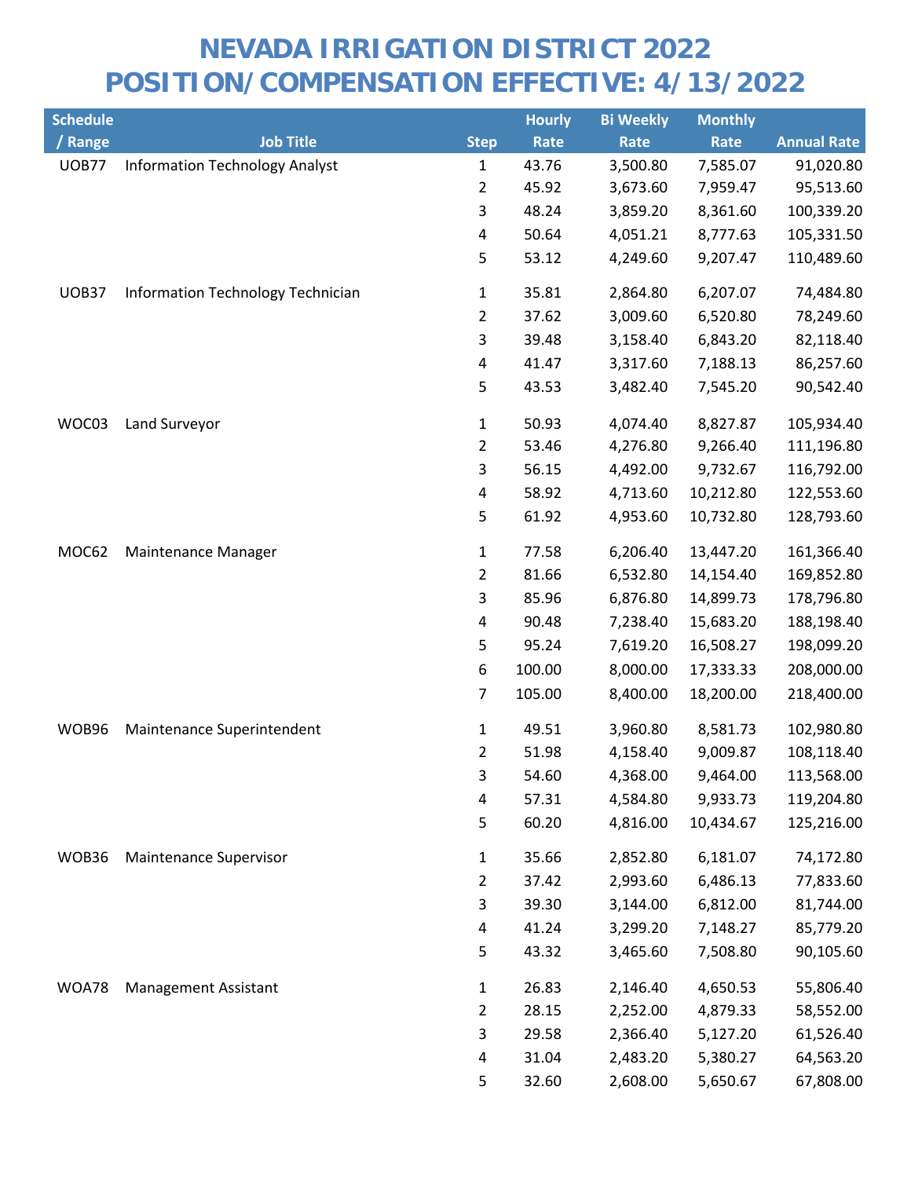# NEVADA IRRIGATION DISTRICT 2022
# POSITION/COMPENSATION EFFECTIVE: 4/13/2022

| Schedule / Range | Job Title | Step | Hourly Rate | Bi Weekly Rate | Monthly Rate | Annual Rate |
|---|---|---|---|---|---|---|
| UOB77 | Information Technology Analyst | 1 | 43.76 | 3,500.80 | 7,585.07 | 91,020.80 |
| | | 2 | 45.92 | 3,673.60 | 7,959.47 | 95,513.60 |
| | | 3 | 48.24 | 3,859.20 | 8,361.60 | 100,339.20 |
| | | 4 | 50.64 | 4,051.21 | 8,777.63 | 105,331.50 |
| | | 5 | 53.12 | 4,249.60 | 9,207.47 | 110,489.60 |
| UOB37 | Information Technology Technician | 1 | 35.81 | 2,864.80 | 6,207.07 | 74,484.80 |
| | | 2 | 37.62 | 3,009.60 | 6,520.80 | 78,249.60 |
| | | 3 | 39.48 | 3,158.40 | 6,843.20 | 82,118.40 |
| | | 4 | 41.47 | 3,317.60 | 7,188.13 | 86,257.60 |
| | | 5 | 43.53 | 3,482.40 | 7,545.20 | 90,542.40 |
| WOC03 | Land Surveyor | 1 | 50.93 | 4,074.40 | 8,827.87 | 105,934.40 |
| | | 2 | 53.46 | 4,276.80 | 9,266.40 | 111,196.80 |
| | | 3 | 56.15 | 4,492.00 | 9,732.67 | 116,792.00 |
| | | 4 | 58.92 | 4,713.60 | 10,212.80 | 122,553.60 |
| | | 5 | 61.92 | 4,953.60 | 10,732.80 | 128,793.60 |
| MOC62 | Maintenance Manager | 1 | 77.58 | 6,206.40 | 13,447.20 | 161,366.40 |
| | | 2 | 81.66 | 6,532.80 | 14,154.40 | 169,852.80 |
| | | 3 | 85.96 | 6,876.80 | 14,899.73 | 178,796.80 |
| | | 4 | 90.48 | 7,238.40 | 15,683.20 | 188,198.40 |
| | | 5 | 95.24 | 7,619.20 | 16,508.27 | 198,099.20 |
| | | 6 | 100.00 | 8,000.00 | 17,333.33 | 208,000.00 |
| | | 7 | 105.00 | 8,400.00 | 18,200.00 | 218,400.00 |
| WOB96 | Maintenance Superintendent | 1 | 49.51 | 3,960.80 | 8,581.73 | 102,980.80 |
| | | 2 | 51.98 | 4,158.40 | 9,009.87 | 108,118.40 |
| | | 3 | 54.60 | 4,368.00 | 9,464.00 | 113,568.00 |
| | | 4 | 57.31 | 4,584.80 | 9,933.73 | 119,204.80 |
| | | 5 | 60.20 | 4,816.00 | 10,434.67 | 125,216.00 |
| WOB36 | Maintenance Supervisor | 1 | 35.66 | 2,852.80 | 6,181.07 | 74,172.80 |
| | | 2 | 37.42 | 2,993.60 | 6,486.13 | 77,833.60 |
| | | 3 | 39.30 | 3,144.00 | 6,812.00 | 81,744.00 |
| | | 4 | 41.24 | 3,299.20 | 7,148.27 | 85,779.20 |
| | | 5 | 43.32 | 3,465.60 | 7,508.80 | 90,105.60 |
| WOA78 | Management Assistant | 1 | 26.83 | 2,146.40 | 4,650.53 | 55,806.40 |
| | | 2 | 28.15 | 2,252.00 | 4,879.33 | 58,552.00 |
| | | 3 | 29.58 | 2,366.40 | 5,127.20 | 61,526.40 |
| | | 4 | 31.04 | 2,483.20 | 5,380.27 | 64,563.20 |
| | | 5 | 32.60 | 2,608.00 | 5,650.67 | 67,808.00 |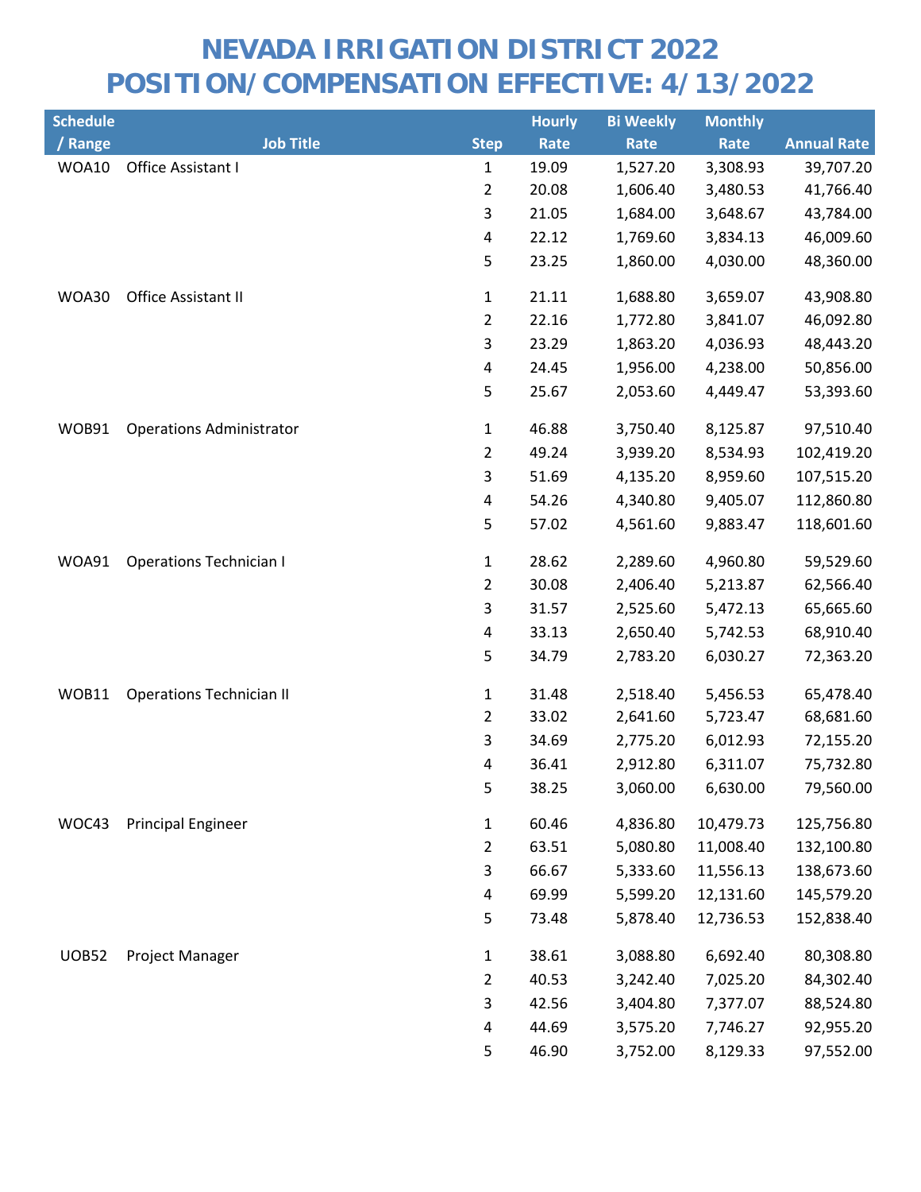# NEVADA IRRIGATION DISTRICT 2022
# POSITION/COMPENSATION EFFECTIVE: 4/13/2022

| Schedule / Range | Job Title | Step | Hourly Rate | Bi Weekly Rate | Monthly Rate | Annual Rate |
|---|---|---|---|---|---|---|
| WOA10 | Office Assistant I | 1 | 19.09 | 1,527.20 | 3,308.93 | 39,707.20 |
| | | 2 | 20.08 | 1,606.40 | 3,480.53 | 41,766.40 |
| | | 3 | 21.05 | 1,684.00 | 3,648.67 | 43,784.00 |
| | | 4 | 22.12 | 1,769.60 | 3,834.13 | 46,009.60 |
| | | 5 | 23.25 | 1,860.00 | 4,030.00 | 48,360.00 |
| WOA30 | Office Assistant II | 1 | 21.11 | 1,688.80 | 3,659.07 | 43,908.80 |
| | | 2 | 22.16 | 1,772.80 | 3,841.07 | 46,092.80 |
| | | 3 | 23.29 | 1,863.20 | 4,036.93 | 48,443.20 |
| | | 4 | 24.45 | 1,956.00 | 4,238.00 | 50,856.00 |
| | | 5 | 25.67 | 2,053.60 | 4,449.47 | 53,393.60 |
| WOB91 | Operations Administrator | 1 | 46.88 | 3,750.40 | 8,125.87 | 97,510.40 |
| | | 2 | 49.24 | 3,939.20 | 8,534.93 | 102,419.20 |
| | | 3 | 51.69 | 4,135.20 | 8,959.60 | 107,515.20 |
| | | 4 | 54.26 | 4,340.80 | 9,405.07 | 112,860.80 |
| | | 5 | 57.02 | 4,561.60 | 9,883.47 | 118,601.60 |
| WOA91 | Operations Technician I | 1 | 28.62 | 2,289.60 | 4,960.80 | 59,529.60 |
| | | 2 | 30.08 | 2,406.40 | 5,213.87 | 62,566.40 |
| | | 3 | 31.57 | 2,525.60 | 5,472.13 | 65,665.60 |
| | | 4 | 33.13 | 2,650.40 | 5,742.53 | 68,910.40 |
| | | 5 | 34.79 | 2,783.20 | 6,030.27 | 72,363.20 |
| WOB11 | Operations Technician II | 1 | 31.48 | 2,518.40 | 5,456.53 | 65,478.40 |
| | | 2 | 33.02 | 2,641.60 | 5,723.47 | 68,681.60 |
| | | 3 | 34.69 | 2,775.20 | 6,012.93 | 72,155.20 |
| | | 4 | 36.41 | 2,912.80 | 6,311.07 | 75,732.80 |
| | | 5 | 38.25 | 3,060.00 | 6,630.00 | 79,560.00 |
| WOC43 | Principal Engineer | 1 | 60.46 | 4,836.80 | 10,479.73 | 125,756.80 |
| | | 2 | 63.51 | 5,080.80 | 11,008.40 | 132,100.80 |
| | | 3 | 66.67 | 5,333.60 | 11,556.13 | 138,673.60 |
| | | 4 | 69.99 | 5,599.20 | 12,131.60 | 145,579.20 |
| | | 5 | 73.48 | 5,878.40 | 12,736.53 | 152,838.40 |
| UOB52 | Project Manager | 1 | 38.61 | 3,088.80 | 6,692.40 | 80,308.80 |
| | | 2 | 40.53 | 3,242.40 | 7,025.20 | 84,302.40 |
| | | 3 | 42.56 | 3,404.80 | 7,377.07 | 88,524.80 |
| | | 4 | 44.69 | 3,575.20 | 7,746.27 | 92,955.20 |
| | | 5 | 46.90 | 3,752.00 | 8,129.33 | 97,552.00 |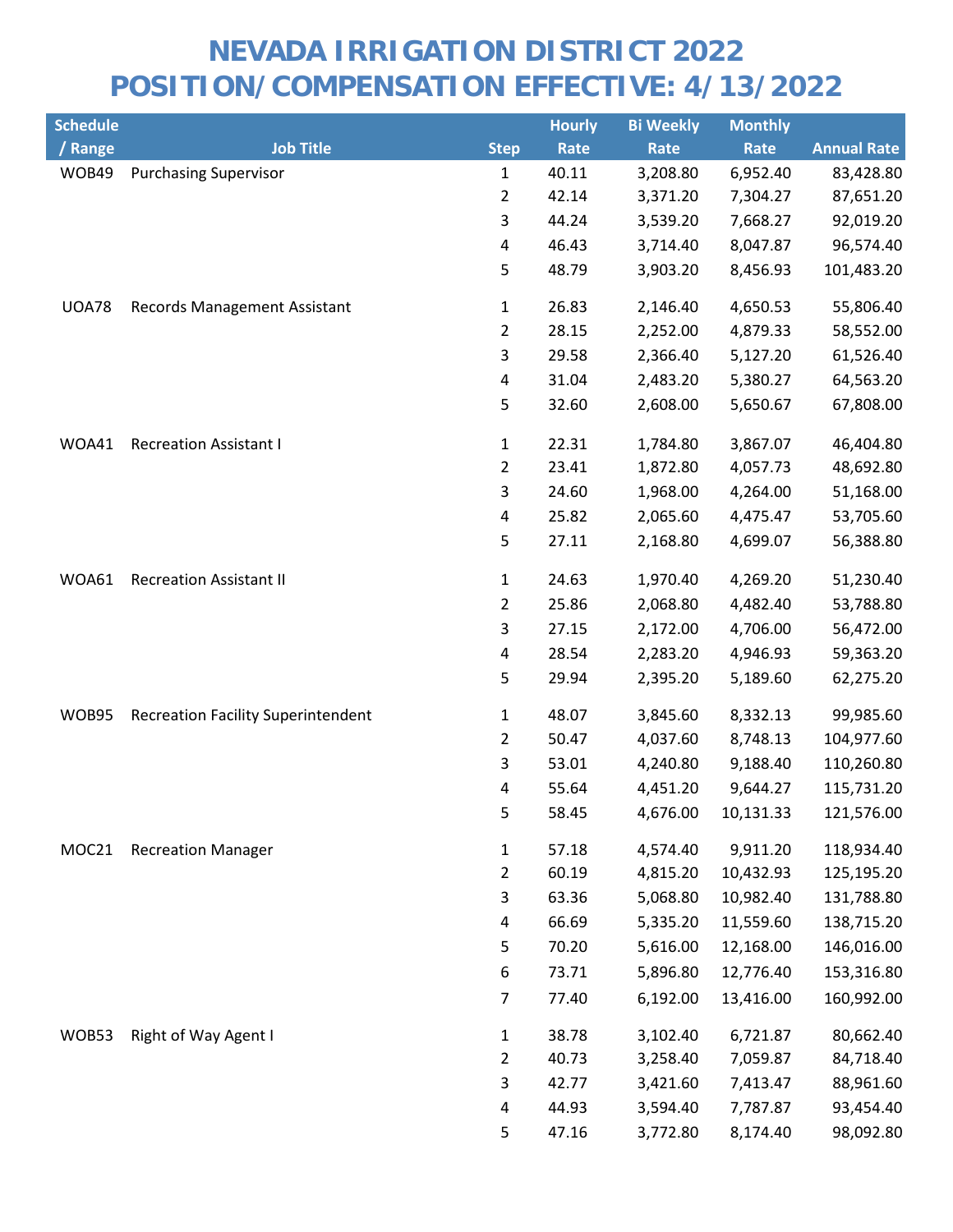# NEVADA IRRIGATION DISTRICT 2022
# POSITION/COMPENSATION EFFECTIVE: 4/13/2022

| Schedule / Range | Job Title | Step | Hourly Rate | Bi Weekly Rate | Monthly Rate | Annual Rate |
|---|---|---|---|---|---|---|
| WOB49 | Purchasing Supervisor | 1 | 40.11 | 3,208.80 | 6,952.40 | 83,428.80 |
| | | 2 | 42.14 | 3,371.20 | 7,304.27 | 87,651.20 |
| | | 3 | 44.24 | 3,539.20 | 7,668.27 | 92,019.20 |
| | | 4 | 46.43 | 3,714.40 | 8,047.87 | 96,574.40 |
| | | 5 | 48.79 | 3,903.20 | 8,456.93 | 101,483.20 |
| UOA78 | Records Management Assistant | 1 | 26.83 | 2,146.40 | 4,650.53 | 55,806.40 |
| | | 2 | 28.15 | 2,252.00 | 4,879.33 | 58,552.00 |
| | | 3 | 29.58 | 2,366.40 | 5,127.20 | 61,526.40 |
| | | 4 | 31.04 | 2,483.20 | 5,380.27 | 64,563.20 |
| | | 5 | 32.60 | 2,608.00 | 5,650.67 | 67,808.00 |
| WOA41 | Recreation Assistant I | 1 | 22.31 | 1,784.80 | 3,867.07 | 46,404.80 |
| | | 2 | 23.41 | 1,872.80 | 4,057.73 | 48,692.80 |
| | | 3 | 24.60 | 1,968.00 | 4,264.00 | 51,168.00 |
| | | 4 | 25.82 | 2,065.60 | 4,475.47 | 53,705.60 |
| | | 5 | 27.11 | 2,168.80 | 4,699.07 | 56,388.80 |
| WOA61 | Recreation Assistant II | 1 | 24.63 | 1,970.40 | 4,269.20 | 51,230.40 |
| | | 2 | 25.86 | 2,068.80 | 4,482.40 | 53,788.80 |
| | | 3 | 27.15 | 2,172.00 | 4,706.00 | 56,472.00 |
| | | 4 | 28.54 | 2,283.20 | 4,946.93 | 59,363.20 |
| | | 5 | 29.94 | 2,395.20 | 5,189.60 | 62,275.20 |
| WOB95 | Recreation Facility Superintendent | 1 | 48.07 | 3,845.60 | 8,332.13 | 99,985.60 |
| | | 2 | 50.47 | 4,037.60 | 8,748.13 | 104,977.60 |
| | | 3 | 53.01 | 4,240.80 | 9,188.40 | 110,260.80 |
| | | 4 | 55.64 | 4,451.20 | 9,644.27 | 115,731.20 |
| | | 5 | 58.45 | 4,676.00 | 10,131.33 | 121,576.00 |
| MOC21 | Recreation Manager | 1 | 57.18 | 4,574.40 | 9,911.20 | 118,934.40 |
| | | 2 | 60.19 | 4,815.20 | 10,432.93 | 125,195.20 |
| | | 3 | 63.36 | 5,068.80 | 10,982.40 | 131,788.80 |
| | | 4 | 66.69 | 5,335.20 | 11,559.60 | 138,715.20 |
| | | 5 | 70.20 | 5,616.00 | 12,168.00 | 146,016.00 |
| | | 6 | 73.71 | 5,896.80 | 12,776.40 | 153,316.80 |
| | | 7 | 77.40 | 6,192.00 | 13,416.00 | 160,992.00 |
| WOB53 | Right of Way Agent I | 1 | 38.78 | 3,102.40 | 6,721.87 | 80,662.40 |
| | | 2 | 40.73 | 3,258.40 | 7,059.87 | 84,718.40 |
| | | 3 | 42.77 | 3,421.60 | 7,413.47 | 88,961.60 |
| | | 4 | 44.93 | 3,594.40 | 7,787.87 | 93,454.40 |
| | | 5 | 47.16 | 3,772.80 | 8,174.40 | 98,092.80 |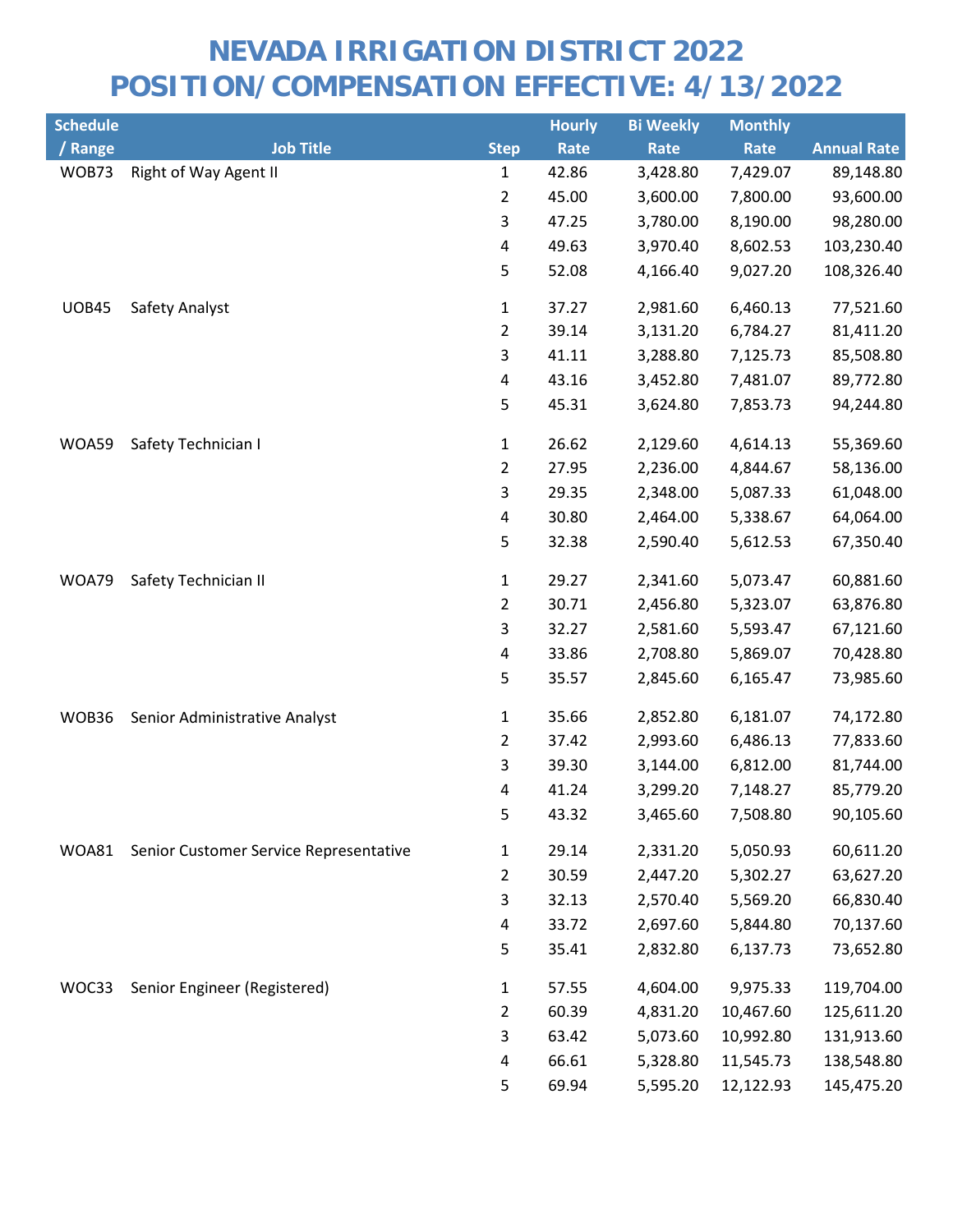# NEVADA IRRIGATION DISTRICT 2022
# POSITION/COMPENSATION EFFECTIVE: 4/13/2022

| Schedule / Range | Job Title | Step | Hourly Rate | Bi Weekly Rate | Monthly Rate | Annual Rate |
|---|---|---|---|---|---|---|
| WOB73 | Right of Way Agent II | 1 | 42.86 | 3,428.80 | 7,429.07 | 89,148.80 |
| | | 2 | 45.00 | 3,600.00 | 7,800.00 | 93,600.00 |
| | | 3 | 47.25 | 3,780.00 | 8,190.00 | 98,280.00 |
| | | 4 | 49.63 | 3,970.40 | 8,602.53 | 103,230.40 |
| | | 5 | 52.08 | 4,166.40 | 9,027.20 | 108,326.40 |
| UOB45 | Safety Analyst | 1 | 37.27 | 2,981.60 | 6,460.13 | 77,521.60 |
| | | 2 | 39.14 | 3,131.20 | 6,784.27 | 81,411.20 |
| | | 3 | 41.11 | 3,288.80 | 7,125.73 | 85,508.80 |
| | | 4 | 43.16 | 3,452.80 | 7,481.07 | 89,772.80 |
| | | 5 | 45.31 | 3,624.80 | 7,853.73 | 94,244.80 |
| WOA59 | Safety Technician I | 1 | 26.62 | 2,129.60 | 4,614.13 | 55,369.60 |
| | | 2 | 27.95 | 2,236.00 | 4,844.67 | 58,136.00 |
| | | 3 | 29.35 | 2,348.00 | 5,087.33 | 61,048.00 |
| | | 4 | 30.80 | 2,464.00 | 5,338.67 | 64,064.00 |
| | | 5 | 32.38 | 2,590.40 | 5,612.53 | 67,350.40 |
| WOA79 | Safety Technician II | 1 | 29.27 | 2,341.60 | 5,073.47 | 60,881.60 |
| | | 2 | 30.71 | 2,456.80 | 5,323.07 | 63,876.80 |
| | | 3 | 32.27 | 2,581.60 | 5,593.47 | 67,121.60 |
| | | 4 | 33.86 | 2,708.80 | 5,869.07 | 70,428.80 |
| | | 5 | 35.57 | 2,845.60 | 6,165.47 | 73,985.60 |
| WOB36 | Senior Administrative Analyst | 1 | 35.66 | 2,852.80 | 6,181.07 | 74,172.80 |
| | | 2 | 37.42 | 2,993.60 | 6,486.13 | 77,833.60 |
| | | 3 | 39.30 | 3,144.00 | 6,812.00 | 81,744.00 |
| | | 4 | 41.24 | 3,299.20 | 7,148.27 | 85,779.20 |
| | | 5 | 43.32 | 3,465.60 | 7,508.80 | 90,105.60 |
| WOA81 | Senior Customer Service Representative | 1 | 29.14 | 2,331.20 | 5,050.93 | 60,611.20 |
| | | 2 | 30.59 | 2,447.20 | 5,302.27 | 63,627.20 |
| | | 3 | 32.13 | 2,570.40 | 5,569.20 | 66,830.40 |
| | | 4 | 33.72 | 2,697.60 | 5,844.80 | 70,137.60 |
| | | 5 | 35.41 | 2,832.80 | 6,137.73 | 73,652.80 |
| WOC33 | Senior Engineer (Registered) | 1 | 57.55 | 4,604.00 | 9,975.33 | 119,704.00 |
| | | 2 | 60.39 | 4,831.20 | 10,467.60 | 125,611.20 |
| | | 3 | 63.42 | 5,073.60 | 10,992.80 | 131,913.60 |
| | | 4 | 66.61 | 5,328.80 | 11,545.73 | 138,548.80 |
| | | 5 | 69.94 | 5,595.20 | 12,122.93 | 145,475.20 |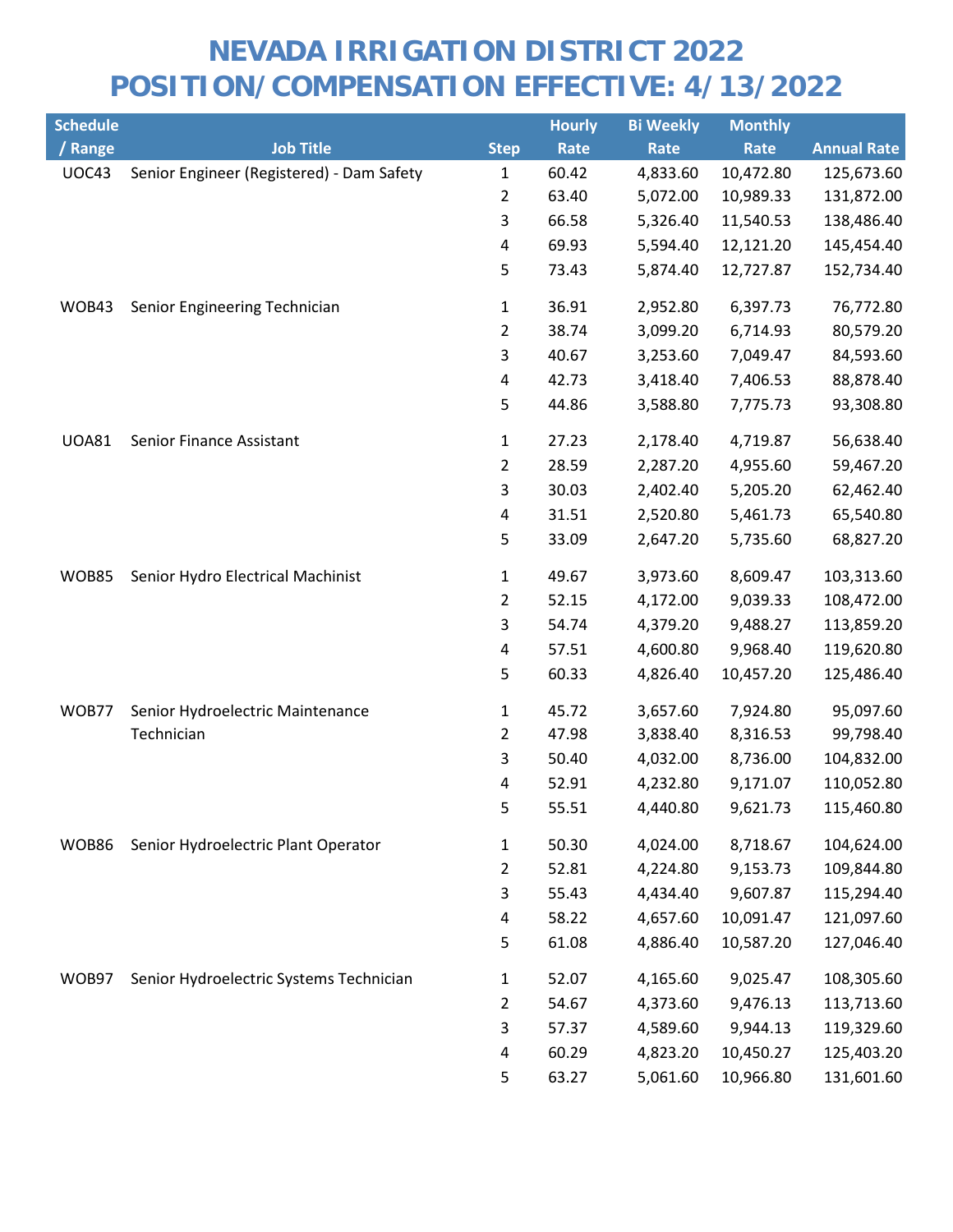# NEVADA IRRIGATION DISTRICT 2022
# POSITION/COMPENSATION EFFECTIVE: 4/13/2022

| Schedule / Range | Job Title | Step | Hourly Rate | Bi Weekly Rate | Monthly Rate | Annual Rate |
|---|---|---|---|---|---|---|
| UOC43 | Senior Engineer (Registered) - Dam Safety | 1 | 60.42 | 4,833.60 | 10,472.80 | 125,673.60 |
| | | 2 | 63.40 | 5,072.00 | 10,989.33 | 131,872.00 |
| | | 3 | 66.58 | 5,326.40 | 11,540.53 | 138,486.40 |
| | | 4 | 69.93 | 5,594.40 | 12,121.20 | 145,454.40 |
| | | 5 | 73.43 | 5,874.40 | 12,727.87 | 152,734.40 |
| WOB43 | Senior Engineering Technician | 1 | 36.91 | 2,952.80 | 6,397.73 | 76,772.80 |
| | | 2 | 38.74 | 3,099.20 | 6,714.93 | 80,579.20 |
| | | 3 | 40.67 | 3,253.60 | 7,049.47 | 84,593.60 |
| | | 4 | 42.73 | 3,418.40 | 7,406.53 | 88,878.40 |
| | | 5 | 44.86 | 3,588.80 | 7,775.73 | 93,308.80 |
| UOA81 | Senior Finance Assistant | 1 | 27.23 | 2,178.40 | 4,719.87 | 56,638.40 |
| | | 2 | 28.59 | 2,287.20 | 4,955.60 | 59,467.20 |
| | | 3 | 30.03 | 2,402.40 | 5,205.20 | 62,462.40 |
| | | 4 | 31.51 | 2,520.80 | 5,461.73 | 65,540.80 |
| | | 5 | 33.09 | 2,647.20 | 5,735.60 | 68,827.20 |
| WOB85 | Senior Hydro Electrical Machinist | 1 | 49.67 | 3,973.60 | 8,609.47 | 103,313.60 |
| | | 2 | 52.15 | 4,172.00 | 9,039.33 | 108,472.00 |
| | | 3 | 54.74 | 4,379.20 | 9,488.27 | 113,859.20 |
| | | 4 | 57.51 | 4,600.80 | 9,968.40 | 119,620.80 |
| | | 5 | 60.33 | 4,826.40 | 10,457.20 | 125,486.40 |
| WOB77 | Senior Hydroelectric Maintenance Technician | 1 | 45.72 | 3,657.60 | 7,924.80 | 95,097.60 |
| | | 2 | 47.98 | 3,838.40 | 8,316.53 | 99,798.40 |
| | | 3 | 50.40 | 4,032.00 | 8,736.00 | 104,832.00 |
| | | 4 | 52.91 | 4,232.80 | 9,171.07 | 110,052.80 |
| | | 5 | 55.51 | 4,440.80 | 9,621.73 | 115,460.80 |
| WOB86 | Senior Hydroelectric Plant Operator | 1 | 50.30 | 4,024.00 | 8,718.67 | 104,624.00 |
| | | 2 | 52.81 | 4,224.80 | 9,153.73 | 109,844.80 |
| | | 3 | 55.43 | 4,434.40 | 9,607.87 | 115,294.40 |
| | | 4 | 58.22 | 4,657.60 | 10,091.47 | 121,097.60 |
| | | 5 | 61.08 | 4,886.40 | 10,587.20 | 127,046.40 |
| WOB97 | Senior Hydroelectric Systems Technician | 1 | 52.07 | 4,165.60 | 9,025.47 | 108,305.60 |
| | | 2 | 54.67 | 4,373.60 | 9,476.13 | 113,713.60 |
| | | 3 | 57.37 | 4,589.60 | 9,944.13 | 119,329.60 |
| | | 4 | 60.29 | 4,823.20 | 10,450.27 | 125,403.20 |
| | | 5 | 63.27 | 5,061.60 | 10,966.80 | 131,601.60 |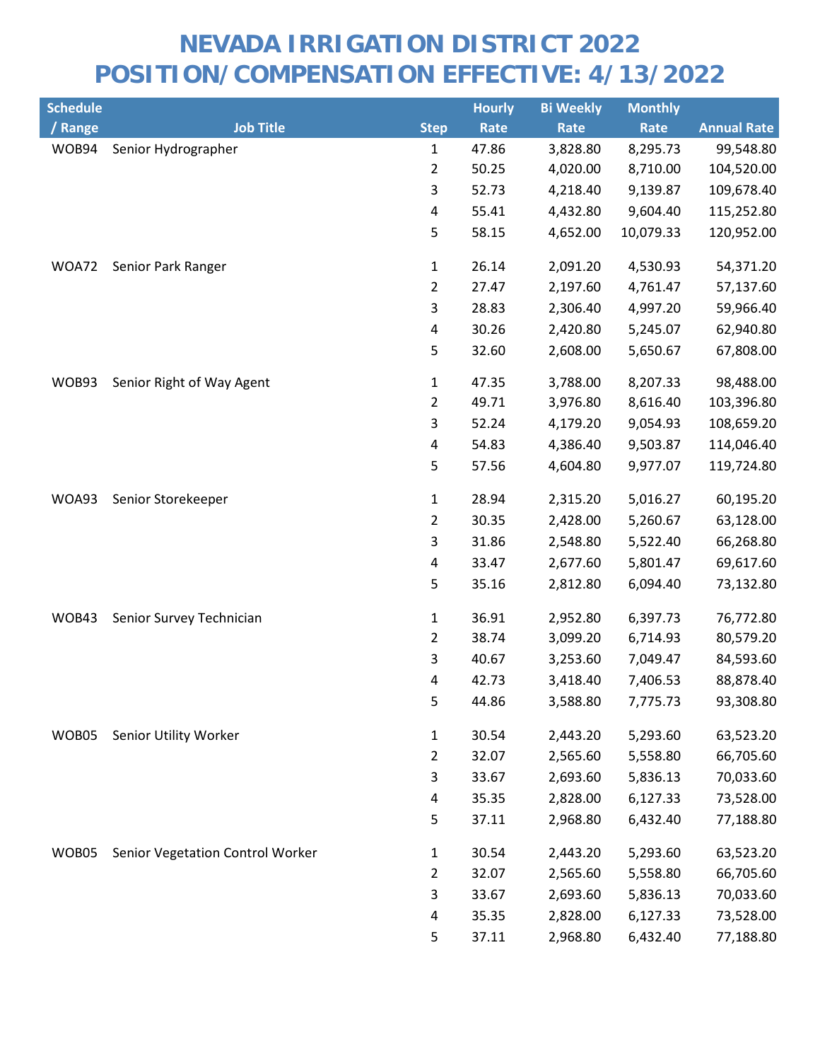# NEVADA IRRIGATION DISTRICT 2022
# POSITION/COMPENSATION EFFECTIVE: 4/13/2022

| Schedule / Range | Job Title | Step | Hourly Rate | Bi Weekly Rate | Monthly Rate | Annual Rate |
|---|---|---|---|---|---|---|
| WOB94 | Senior Hydrographer | 1 | 47.86 | 3,828.80 | 8,295.73 | 99,548.80 |
| | | 2 | 50.25 | 4,020.00 | 8,710.00 | 104,520.00 |
| | | 3 | 52.73 | 4,218.40 | 9,139.87 | 109,678.40 |
| | | 4 | 55.41 | 4,432.80 | 9,604.40 | 115,252.80 |
| | | 5 | 58.15 | 4,652.00 | 10,079.33 | 120,952.00 |
| WOA72 | Senior Park Ranger | 1 | 26.14 | 2,091.20 | 4,530.93 | 54,371.20 |
| | | 2 | 27.47 | 2,197.60 | 4,761.47 | 57,137.60 |
| | | 3 | 28.83 | 2,306.40 | 4,997.20 | 59,966.40 |
| | | 4 | 30.26 | 2,420.80 | 5,245.07 | 62,940.80 |
| | | 5 | 32.60 | 2,608.00 | 5,650.67 | 67,808.00 |
| WOB93 | Senior Right of Way Agent | 1 | 47.35 | 3,788.00 | 8,207.33 | 98,488.00 |
| | | 2 | 49.71 | 3,976.80 | 8,616.40 | 103,396.80 |
| | | 3 | 52.24 | 4,179.20 | 9,054.93 | 108,659.20 |
| | | 4 | 54.83 | 4,386.40 | 9,503.87 | 114,046.40 |
| | | 5 | 57.56 | 4,604.80 | 9,977.07 | 119,724.80 |
| WOA93 | Senior Storekeeper | 1 | 28.94 | 2,315.20 | 5,016.27 | 60,195.20 |
| | | 2 | 30.35 | 2,428.00 | 5,260.67 | 63,128.00 |
| | | 3 | 31.86 | 2,548.80 | 5,522.40 | 66,268.80 |
| | | 4 | 33.47 | 2,677.60 | 5,801.47 | 69,617.60 |
| | | 5 | 35.16 | 2,812.80 | 6,094.40 | 73,132.80 |
| WOB43 | Senior Survey Technician | 1 | 36.91 | 2,952.80 | 6,397.73 | 76,772.80 |
| | | 2 | 38.74 | 3,099.20 | 6,714.93 | 80,579.20 |
| | | 3 | 40.67 | 3,253.60 | 7,049.47 | 84,593.60 |
| | | 4 | 42.73 | 3,418.40 | 7,406.53 | 88,878.40 |
| | | 5 | 44.86 | 3,588.80 | 7,775.73 | 93,308.80 |
| WOB05 | Senior Utility Worker | 1 | 30.54 | 2,443.20 | 5,293.60 | 63,523.20 |
| | | 2 | 32.07 | 2,565.60 | 5,558.80 | 66,705.60 |
| | | 3 | 33.67 | 2,693.60 | 5,836.13 | 70,033.60 |
| | | 4 | 35.35 | 2,828.00 | 6,127.33 | 73,528.00 |
| | | 5 | 37.11 | 2,968.80 | 6,432.40 | 77,188.80 |
| WOB05 | Senior Vegetation Control Worker | 1 | 30.54 | 2,443.20 | 5,293.60 | 63,523.20 |
| | | 2 | 32.07 | 2,565.60 | 5,558.80 | 66,705.60 |
| | | 3 | 33.67 | 2,693.60 | 5,836.13 | 70,033.60 |
| | | 4 | 35.35 | 2,828.00 | 6,127.33 | 73,528.00 |
| | | 5 | 37.11 | 2,968.80 | 6,432.40 | 77,188.80 |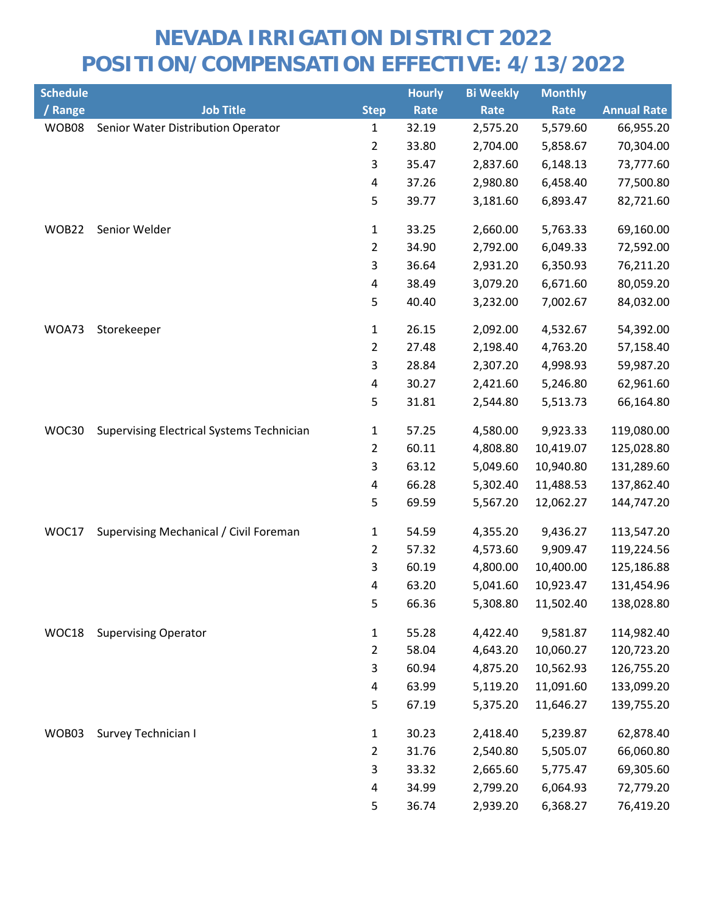# NEVADA IRRIGATION DISTRICT 2022
# POSITION/COMPENSATION EFFECTIVE: 4/13/2022

| Schedule / Range | Job Title | Step | Hourly Rate | Bi Weekly Rate | Monthly Rate | Annual Rate |
|---|---|---|---|---|---|---|
| WOB08 | Senior Water Distribution Operator | 1 | 32.19 | 2,575.20 | 5,579.60 | 66,955.20 |
| | | 2 | 33.80 | 2,704.00 | 5,858.67 | 70,304.00 |
| | | 3 | 35.47 | 2,837.60 | 6,148.13 | 73,777.60 |
| | | 4 | 37.26 | 2,980.80 | 6,458.40 | 77,500.80 |
| | | 5 | 39.77 | 3,181.60 | 6,893.47 | 82,721.60 |
| WOB22 | Senior Welder | 1 | 33.25 | 2,660.00 | 5,763.33 | 69,160.00 |
| | | 2 | 34.90 | 2,792.00 | 6,049.33 | 72,592.00 |
| | | 3 | 36.64 | 2,931.20 | 6,350.93 | 76,211.20 |
| | | 4 | 38.49 | 3,079.20 | 6,671.60 | 80,059.20 |
| | | 5 | 40.40 | 3,232.00 | 7,002.67 | 84,032.00 |
| WOA73 | Storekeeper | 1 | 26.15 | 2,092.00 | 4,532.67 | 54,392.00 |
| | | 2 | 27.48 | 2,198.40 | 4,763.20 | 57,158.40 |
| | | 3 | 28.84 | 2,307.20 | 4,998.93 | 59,987.20 |
| | | 4 | 30.27 | 2,421.60 | 5,246.80 | 62,961.60 |
| | | 5 | 31.81 | 2,544.80 | 5,513.73 | 66,164.80 |
| WOC30 | Supervising Electrical Systems Technician | 1 | 57.25 | 4,580.00 | 9,923.33 | 119,080.00 |
| | | 2 | 60.11 | 4,808.80 | 10,419.07 | 125,028.80 |
| | | 3 | 63.12 | 5,049.60 | 10,940.80 | 131,289.60 |
| | | 4 | 66.28 | 5,302.40 | 11,488.53 | 137,862.40 |
| | | 5 | 69.59 | 5,567.20 | 12,062.27 | 144,747.20 |
| WOC17 | Supervising Mechanical / Civil Foreman | 1 | 54.59 | 4,355.20 | 9,436.27 | 113,547.20 |
| | | 2 | 57.32 | 4,573.60 | 9,909.47 | 119,224.56 |
| | | 3 | 60.19 | 4,800.00 | 10,400.00 | 125,186.88 |
| | | 4 | 63.20 | 5,041.60 | 10,923.47 | 131,454.96 |
| | | 5 | 66.36 | 5,308.80 | 11,502.40 | 138,028.80 |
| WOC18 | Supervising Operator | 1 | 55.28 | 4,422.40 | 9,581.87 | 114,982.40 |
| | | 2 | 58.04 | 4,643.20 | 10,060.27 | 120,723.20 |
| | | 3 | 60.94 | 4,875.20 | 10,562.93 | 126,755.20 |
| | | 4 | 63.99 | 5,119.20 | 11,091.60 | 133,099.20 |
| | | 5 | 67.19 | 5,375.20 | 11,646.27 | 139,755.20 |
| WOB03 | Survey Technician I | 1 | 30.23 | 2,418.40 | 5,239.87 | 62,878.40 |
| | | 2 | 31.76 | 2,540.80 | 5,505.07 | 66,060.80 |
| | | 3 | 33.32 | 2,665.60 | 5,775.47 | 69,305.60 |
| | | 4 | 34.99 | 2,799.20 | 6,064.93 | 72,779.20 |
| | | 5 | 36.74 | 2,939.20 | 6,368.27 | 76,419.20 |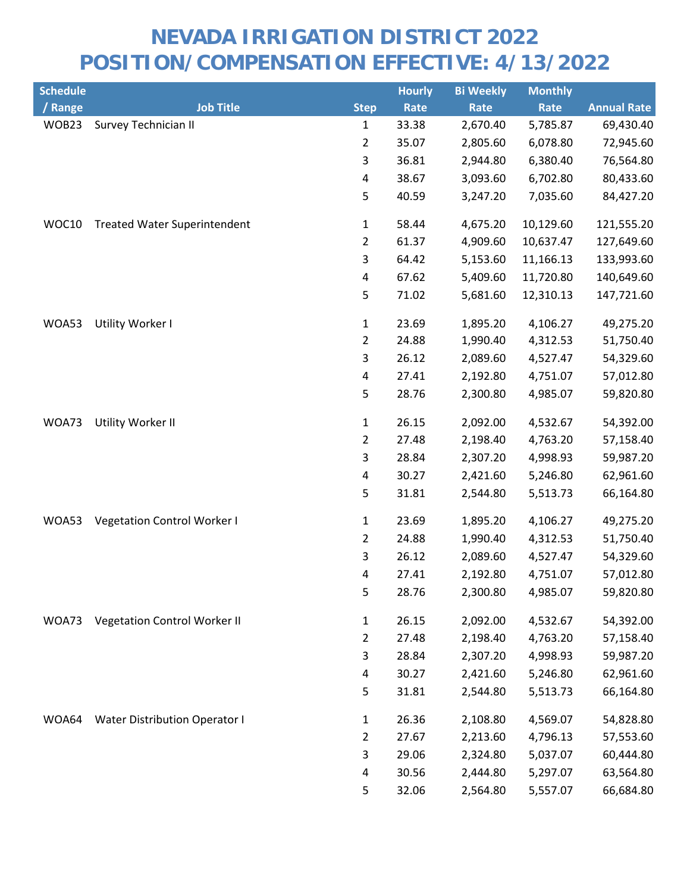# NEVADA IRRIGATION DISTRICT 2022
# POSITION/COMPENSATION EFFECTIVE: 4/13/2022

| Schedule / Range | Job Title | Step | Hourly Rate | Bi Weekly Rate | Monthly Rate | Annual Rate |
|---|---|---|---|---|---|---|
| WOB23 | Survey Technician II | 1 | 33.38 | 2,670.40 | 5,785.87 | 69,430.40 |
| | | 2 | 35.07 | 2,805.60 | 6,078.80 | 72,945.60 |
| | | 3 | 36.81 | 2,944.80 | 6,380.40 | 76,564.80 |
| | | 4 | 38.67 | 3,093.60 | 6,702.80 | 80,433.60 |
| | | 5 | 40.59 | 3,247.20 | 7,035.60 | 84,427.20 |
| WOC10 | Treated Water Superintendent | 1 | 58.44 | 4,675.20 | 10,129.60 | 121,555.20 |
| | | 2 | 61.37 | 4,909.60 | 10,637.47 | 127,649.60 |
| | | 3 | 64.42 | 5,153.60 | 11,166.13 | 133,993.60 |
| | | 4 | 67.62 | 5,409.60 | 11,720.80 | 140,649.60 |
| | | 5 | 71.02 | 5,681.60 | 12,310.13 | 147,721.60 |
| WOA53 | Utility Worker I | 1 | 23.69 | 1,895.20 | 4,106.27 | 49,275.20 |
| | | 2 | 24.88 | 1,990.40 | 4,312.53 | 51,750.40 |
| | | 3 | 26.12 | 2,089.60 | 4,527.47 | 54,329.60 |
| | | 4 | 27.41 | 2,192.80 | 4,751.07 | 57,012.80 |
| | | 5 | 28.76 | 2,300.80 | 4,985.07 | 59,820.80 |
| WOA73 | Utility Worker II | 1 | 26.15 | 2,092.00 | 4,532.67 | 54,392.00 |
| | | 2 | 27.48 | 2,198.40 | 4,763.20 | 57,158.40 |
| | | 3 | 28.84 | 2,307.20 | 4,998.93 | 59,987.20 |
| | | 4 | 30.27 | 2,421.60 | 5,246.80 | 62,961.60 |
| | | 5 | 31.81 | 2,544.80 | 5,513.73 | 66,164.80 |
| WOA53 | Vegetation Control Worker I | 1 | 23.69 | 1,895.20 | 4,106.27 | 49,275.20 |
| | | 2 | 24.88 | 1,990.40 | 4,312.53 | 51,750.40 |
| | | 3 | 26.12 | 2,089.60 | 4,527.47 | 54,329.60 |
| | | 4 | 27.41 | 2,192.80 | 4,751.07 | 57,012.80 |
| | | 5 | 28.76 | 2,300.80 | 4,985.07 | 59,820.80 |
| WOA73 | Vegetation Control Worker II | 1 | 26.15 | 2,092.00 | 4,532.67 | 54,392.00 |
| | | 2 | 27.48 | 2,198.40 | 4,763.20 | 57,158.40 |
| | | 3 | 28.84 | 2,307.20 | 4,998.93 | 59,987.20 |
| | | 4 | 30.27 | 2,421.60 | 5,246.80 | 62,961.60 |
| | | 5 | 31.81 | 2,544.80 | 5,513.73 | 66,164.80 |
| WOA64 | Water Distribution Operator I | 1 | 26.36 | 2,108.80 | 4,569.07 | 54,828.80 |
| | | 2 | 27.67 | 2,213.60 | 4,796.13 | 57,553.60 |
| | | 3 | 29.06 | 2,324.80 | 5,037.07 | 60,444.80 |
| | | 4 | 30.56 | 2,444.80 | 5,297.07 | 63,564.80 |
| | | 5 | 32.06 | 2,564.80 | 5,557.07 | 66,684.80 |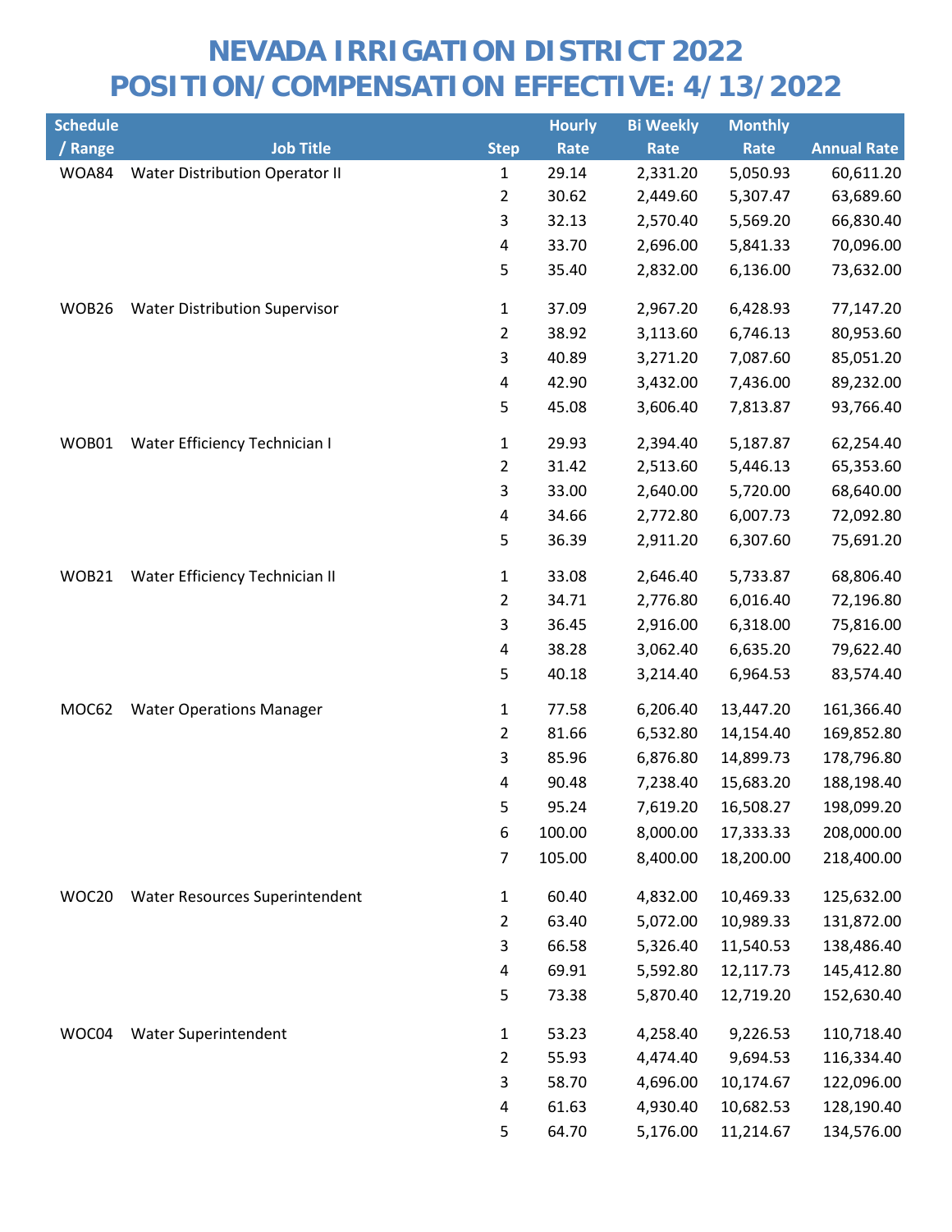# NEVADA IRRIGATION DISTRICT 2022
# POSITION/COMPENSATION EFFECTIVE: 4/13/2022

| Schedule / Range | Job Title | Step | Hourly Rate | Bi Weekly Rate | Monthly Rate | Annual Rate |
|---|---|---|---|---|---|---|
| WOA84 | Water Distribution Operator II | 1 | 29.14 | 2,331.20 | 5,050.93 | 60,611.20 |
| | | 2 | 30.62 | 2,449.60 | 5,307.47 | 63,689.60 |
| | | 3 | 32.13 | 2,570.40 | 5,569.20 | 66,830.40 |
| | | 4 | 33.70 | 2,696.00 | 5,841.33 | 70,096.00 |
| | | 5 | 35.40 | 2,832.00 | 6,136.00 | 73,632.00 |
| WOB26 | Water Distribution Supervisor | 1 | 37.09 | 2,967.20 | 6,428.93 | 77,147.20 |
| | | 2 | 38.92 | 3,113.60 | 6,746.13 | 80,953.60 |
| | | 3 | 40.89 | 3,271.20 | 7,087.60 | 85,051.20 |
| | | 4 | 42.90 | 3,432.00 | 7,436.00 | 89,232.00 |
| | | 5 | 45.08 | 3,606.40 | 7,813.87 | 93,766.40 |
| WOB01 | Water Efficiency Technician I | 1 | 29.93 | 2,394.40 | 5,187.87 | 62,254.40 |
| | | 2 | 31.42 | 2,513.60 | 5,446.13 | 65,353.60 |
| | | 3 | 33.00 | 2,640.00 | 5,720.00 | 68,640.00 |
| | | 4 | 34.66 | 2,772.80 | 6,007.73 | 72,092.80 |
| | | 5 | 36.39 | 2,911.20 | 6,307.60 | 75,691.20 |
| WOB21 | Water Efficiency Technician II | 1 | 33.08 | 2,646.40 | 5,733.87 | 68,806.40 |
| | | 2 | 34.71 | 2,776.80 | 6,016.40 | 72,196.80 |
| | | 3 | 36.45 | 2,916.00 | 6,318.00 | 75,816.00 |
| | | 4 | 38.28 | 3,062.40 | 6,635.20 | 79,622.40 |
| | | 5 | 40.18 | 3,214.40 | 6,964.53 | 83,574.40 |
| MOC62 | Water Operations Manager | 1 | 77.58 | 6,206.40 | 13,447.20 | 161,366.40 |
| | | 2 | 81.66 | 6,532.80 | 14,154.40 | 169,852.80 |
| | | 3 | 85.96 | 6,876.80 | 14,899.73 | 178,796.80 |
| | | 4 | 90.48 | 7,238.40 | 15,683.20 | 188,198.40 |
| | | 5 | 95.24 | 7,619.20 | 16,508.27 | 198,099.20 |
| | | 6 | 100.00 | 8,000.00 | 17,333.33 | 208,000.00 |
| | | 7 | 105.00 | 8,400.00 | 18,200.00 | 218,400.00 |
| WOC20 | Water Resources Superintendent | 1 | 60.40 | 4,832.00 | 10,469.33 | 125,632.00 |
| | | 2 | 63.40 | 5,072.00 | 10,989.33 | 131,872.00 |
| | | 3 | 66.58 | 5,326.40 | 11,540.53 | 138,486.40 |
| | | 4 | 69.91 | 5,592.80 | 12,117.73 | 145,412.80 |
| | | 5 | 73.38 | 5,870.40 | 12,719.20 | 152,630.40 |
| WOC04 | Water Superintendent | 1 | 53.23 | 4,258.40 | 9,226.53 | 110,718.40 |
| | | 2 | 55.93 | 4,474.40 | 9,694.53 | 116,334.40 |
| | | 3 | 58.70 | 4,696.00 | 10,174.67 | 122,096.00 |
| | | 4 | 61.63 | 4,930.40 | 10,682.53 | 128,190.40 |
| | | 5 | 64.70 | 5,176.00 | 11,214.67 | 134,576.00 |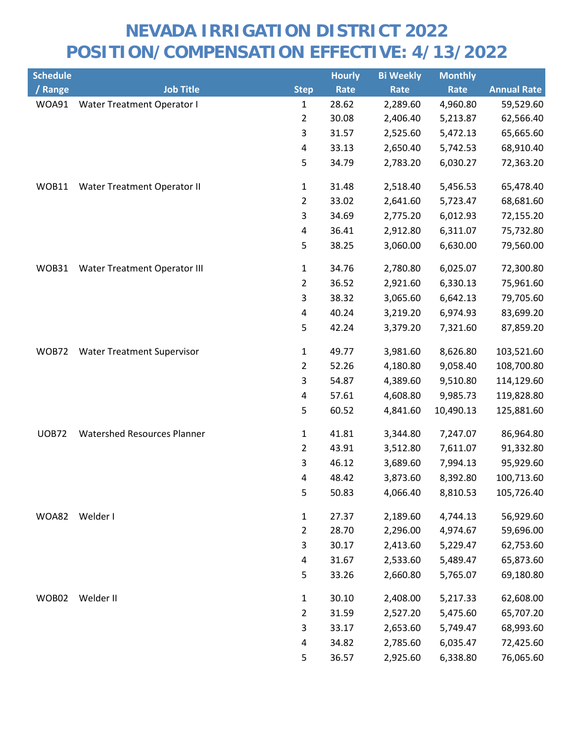# NEVADA IRRIGATION DISTRICT 2022
# POSITION/COMPENSATION EFFECTIVE: 4/13/2022

| Schedule / Range | Job Title | Step | Hourly Rate | Bi Weekly Rate | Monthly Rate | Annual Rate |
|---|---|---|---|---|---|---|
| WOA91 | Water Treatment Operator I | 1 | 28.62 | 2,289.60 | 4,960.80 | 59,529.60 |
| | | 2 | 30.08 | 2,406.40 | 5,213.87 | 62,566.40 |
| | | 3 | 31.57 | 2,525.60 | 5,472.13 | 65,665.60 |
| | | 4 | 33.13 | 2,650.40 | 5,742.53 | 68,910.40 |
| | | 5 | 34.79 | 2,783.20 | 6,030.27 | 72,363.20 |
| WOB11 | Water Treatment Operator II | 1 | 31.48 | 2,518.40 | 5,456.53 | 65,478.40 |
| | | 2 | 33.02 | 2,641.60 | 5,723.47 | 68,681.60 |
| | | 3 | 34.69 | 2,775.20 | 6,012.93 | 72,155.20 |
| | | 4 | 36.41 | 2,912.80 | 6,311.07 | 75,732.80 |
| | | 5 | 38.25 | 3,060.00 | 6,630.00 | 79,560.00 |
| WOB31 | Water Treatment Operator III | 1 | 34.76 | 2,780.80 | 6,025.07 | 72,300.80 |
| | | 2 | 36.52 | 2,921.60 | 6,330.13 | 75,961.60 |
| | | 3 | 38.32 | 3,065.60 | 6,642.13 | 79,705.60 |
| | | 4 | 40.24 | 3,219.20 | 6,974.93 | 83,699.20 |
| | | 5 | 42.24 | 3,379.20 | 7,321.60 | 87,859.20 |
| WOB72 | Water Treatment Supervisor | 1 | 49.77 | 3,981.60 | 8,626.80 | 103,521.60 |
| | | 2 | 52.26 | 4,180.80 | 9,058.40 | 108,700.80 |
| | | 3 | 54.87 | 4,389.60 | 9,510.80 | 114,129.60 |
| | | 4 | 57.61 | 4,608.80 | 9,985.73 | 119,828.80 |
| | | 5 | 60.52 | 4,841.60 | 10,490.13 | 125,881.60 |
| UOB72 | Watershed Resources Planner | 1 | 41.81 | 3,344.80 | 7,247.07 | 86,964.80 |
| | | 2 | 43.91 | 3,512.80 | 7,611.07 | 91,332.80 |
| | | 3 | 46.12 | 3,689.60 | 7,994.13 | 95,929.60 |
| | | 4 | 48.42 | 3,873.60 | 8,392.80 | 100,713.60 |
| | | 5 | 50.83 | 4,066.40 | 8,810.53 | 105,726.40 |
| WOA82 | Welder I | 1 | 27.37 | 2,189.60 | 4,744.13 | 56,929.60 |
| | | 2 | 28.70 | 2,296.00 | 4,974.67 | 59,696.00 |
| | | 3 | 30.17 | 2,413.60 | 5,229.47 | 62,753.60 |
| | | 4 | 31.67 | 2,533.60 | 5,489.47 | 65,873.60 |
| | | 5 | 33.26 | 2,660.80 | 5,765.07 | 69,180.80 |
| WOB02 | Welder II | 1 | 30.10 | 2,408.00 | 5,217.33 | 62,608.00 |
| | | 2 | 31.59 | 2,527.20 | 5,475.60 | 65,707.20 |
| | | 3 | 33.17 | 2,653.60 | 5,749.47 | 68,993.60 |
| | | 4 | 34.82 | 2,785.60 | 6,035.47 | 72,425.60 |
| | | 5 | 36.57 | 2,925.60 | 6,338.80 | 76,065.60 |